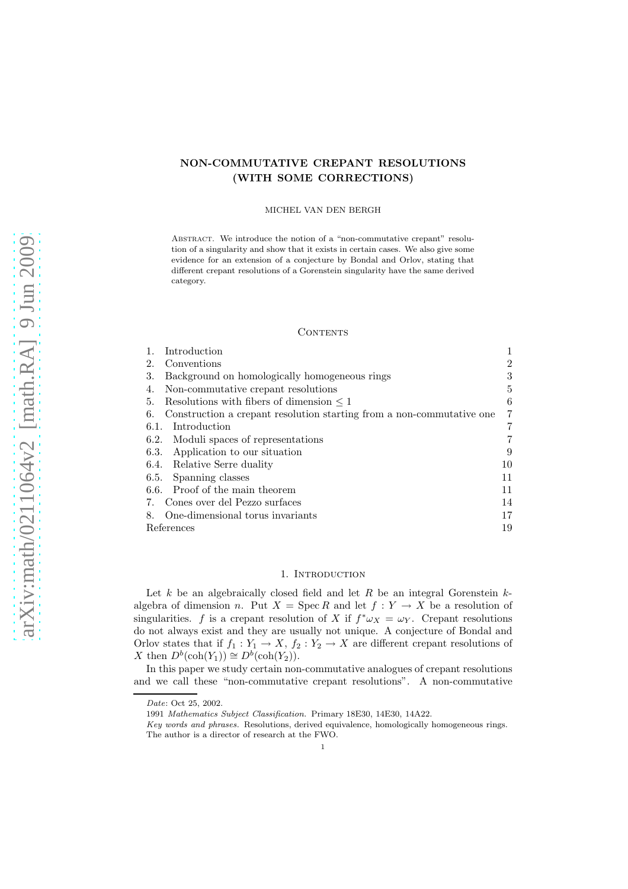# NON-COMMUTATIVE CREPANT RESOLUTIONS (WITH SOME CORRECTIONS)

MICHEL VAN DEN BERGH

Abstract. We introduce the notion of a "non-commutative crepant" resolution of a singularity and show that it exists in certain cases. We also give some evidence for an extension of a conjecture by Bondal and Orlov, stating that different crepant resolutions of a Gorenstein singularity have the same derived category.

## Contents

| | |
|---|---|
| 1. Introduction | 1 |
| 2. Conventions | 2 |
| 3. Background on homologically homogeneous rings | 3 |
| 4. Non-commutative crepant resolutions | 5 |
| 5. Resolutions with fibers of dimension $\leq 1$ | 6 |
| 6. Construction a crepant resolution starting from a non-commutative one | 7 |
| 6.1. Introduction | 7 |
| 6.2. Moduli spaces of representations | 7 |
| 6.3. Application to our situation | 9 |
| 6.4. Relative Serre duality | 10 |
| 6.5. Spanning classes | 11 |
| 6.6. Proof of the main theorem | 11 |
| 7. Cones over del Pezzo surfaces | 14 |
| 8. One-dimensional torus invariants | 17 |
| References | 19 |

## 1. Introduction

Let $k$ be an algebraically closed field and let $R$ be an integral Gorenstein $k$-algebra of dimension $n$. Put $X = \operatorname{Spec} R$ and let $f : Y \to X$ be a resolution of singularities. $f$ is a crepant resolution of $X$ if $f^*\omega_X = \omega_Y$. Crepant resolutions do not always exist and they are usually not unique. A conjecture of Bondal and Orlov states that if $f_1 : Y_1 \to X$, $f_2 : Y_2 \to X$ are different crepant resolutions of $X$ then $D^b(\operatorname{coh}(Y_1)) \cong D^b(\operatorname{coh}(Y_2))$.

In this paper we study certain non-commutative analogues of crepant resolutions and we call these "non-commutative crepant resolutions". A non-commutative

---

*Date*: Oct 25, 2002.

1991 *Mathematics Subject Classification.* Primary 18E30, 14E30, 14A22.

*Key words and phrases.* Resolutions, derived equivalence, homologically homogeneous rings.

The author is a director of research at the FWO.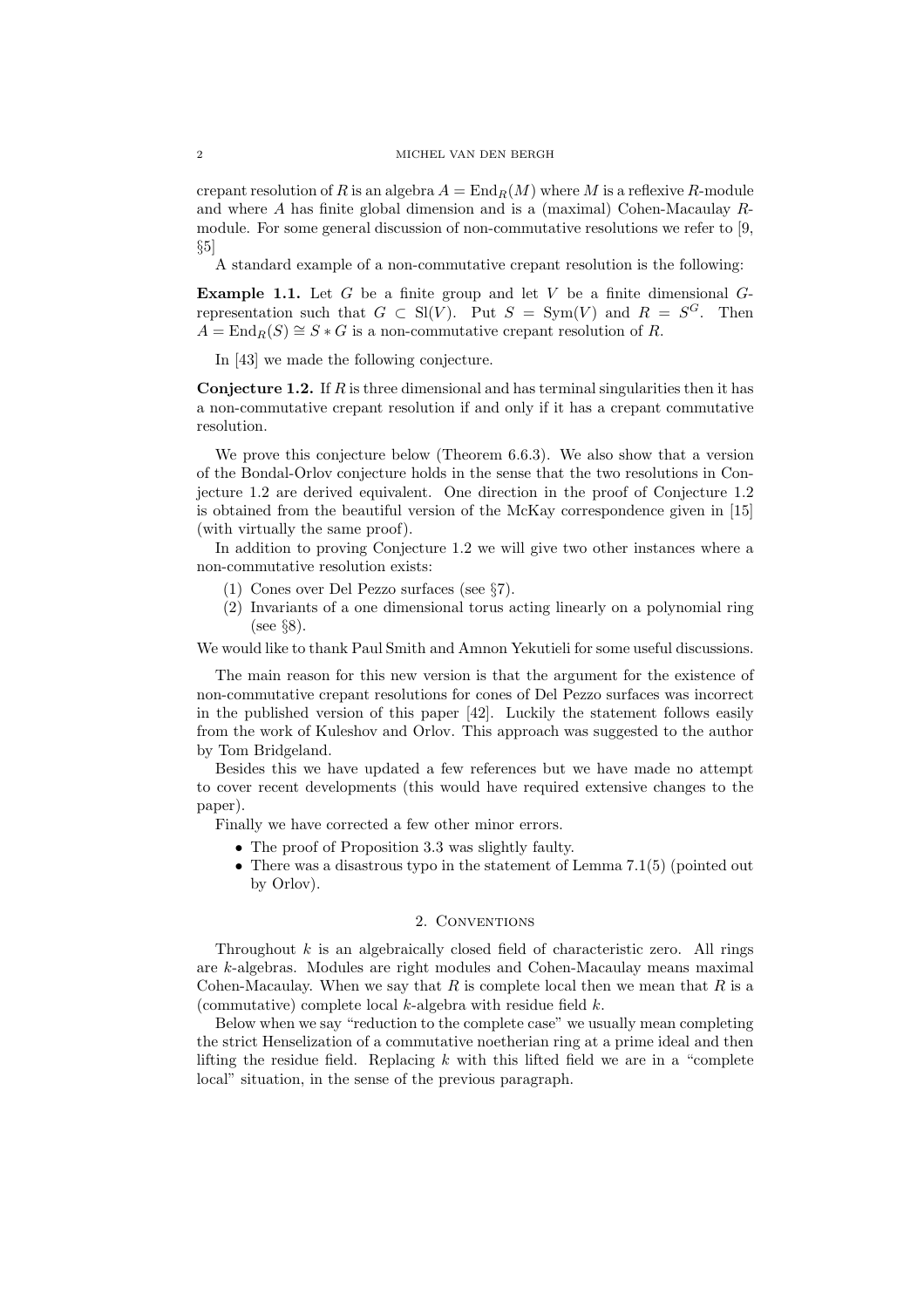crepant resolution of $R$ is an algebra $A = \operatorname{End}_R(M)$ where $M$ is a reflexive $R$-module and where $A$ has finite global dimension and is a (maximal) Cohen-Macaulay $R$-module. For some general discussion of non-commutative resolutions we refer to [9, §5]

A standard example of a non-commutative crepant resolution is the following:

**Example 1.1.** Let $G$ be a finite group and let $V$ be a finite dimensional $G$-representation such that $G \subset \operatorname{Sl}(V)$. Put $S = \operatorname{Sym}(V)$ and $R = S^G$. Then $A = \operatorname{End}_R(S) \cong S * G$ is a non-commutative crepant resolution of $R$.

In [43] we made the following conjecture.

**Conjecture 1.2.** *If $R$ is three dimensional and has terminal singularities then it has a non-commutative crepant resolution if and only if it has a crepant commutative resolution.*

We prove this conjecture below (Theorem 6.6.3). We also show that a version of the Bondal-Orlov conjecture holds in the sense that the two resolutions in Conjecture 1.2 are derived equivalent. One direction in the proof of Conjecture 1.2 is obtained from the beautiful version of the McKay correspondence given in [15] (with virtually the same proof).

In addition to proving Conjecture 1.2 we will give two other instances where a non-commutative resolution exists:

1. Cones over Del Pezzo surfaces (see §7).
2. Invariants of a one dimensional torus acting linearly on a polynomial ring (see §8).

We would like to thank Paul Smith and Amnon Yekutieli for some useful discussions.

The main reason for this new version is that the argument for the existence of non-commutative crepant resolutions for cones of Del Pezzo surfaces was incorrect in the published version of this paper [42]. Luckily the statement follows easily from the work of Kuleshov and Orlov. This approach was suggested to the author by Tom Bridgeland.

Besides this we have updated a few references but we have made no attempt to cover recent developments (this would have required extensive changes to the paper).

Finally we have corrected a few other minor errors.

- The proof of Proposition 3.3 was slightly faulty.
- There was a disastrous typo in the statement of Lemma 7.1(5) (pointed out by Orlov).

## 2. Conventions

Throughout $k$ is an algebraically closed field of characteristic zero. All rings are $k$-algebras. Modules are right modules and Cohen-Macaulay means maximal Cohen-Macaulay. When we say that $R$ is complete local then we mean that $R$ is a (commutative) complete local $k$-algebra with residue field $k$.

Below when we say "reduction to the complete case" we usually mean completing the strict Henselization of a commutative noetherian ring at a prime ideal and then lifting the residue field. Replacing $k$ with this lifted field we are in a "complete local" situation, in the sense of the previous paragraph.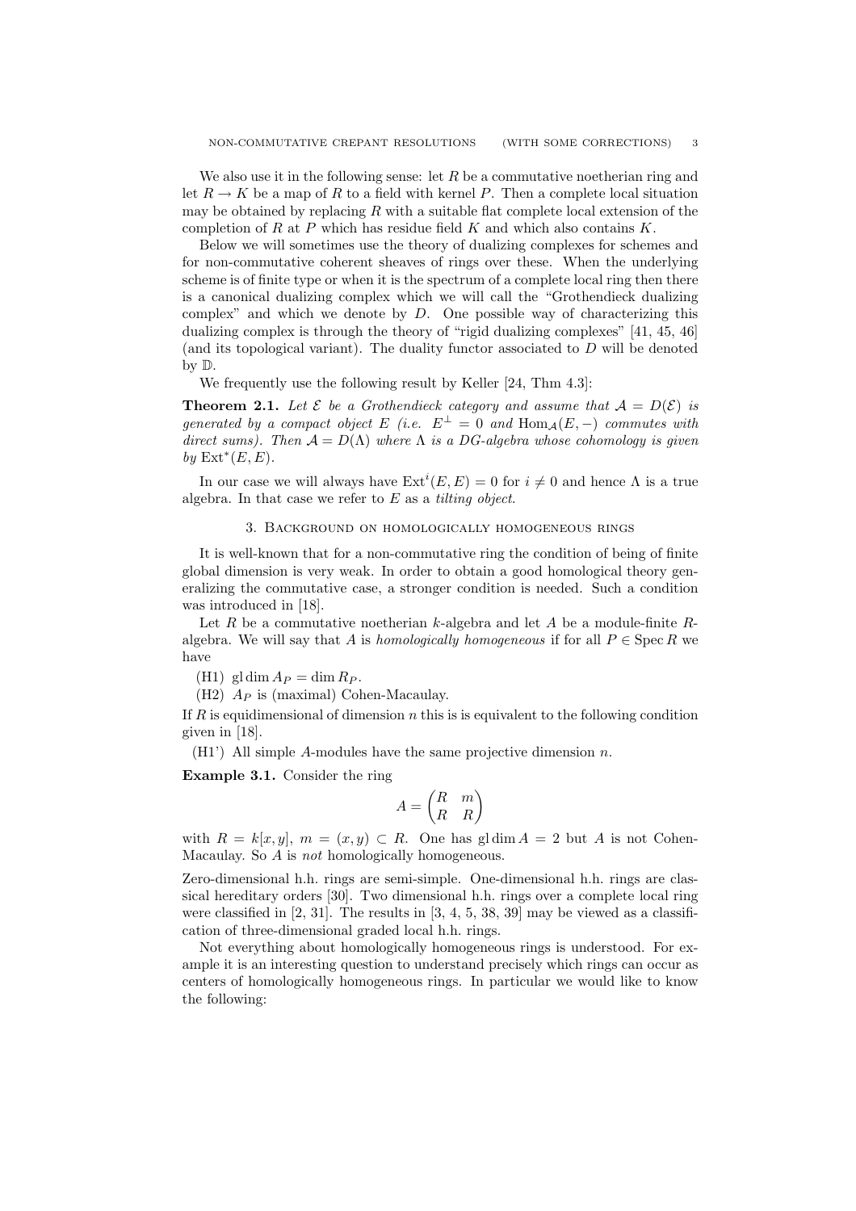We also use it in the following sense: let $R$ be a commutative noetherian ring and let $R \to K$ be a map of $R$ to a field with kernel $P$. Then a complete local situation may be obtained by replacing $R$ with a suitable flat complete local extension of the completion of $R$ at $P$ which has residue field $K$ and which also contains $K$.

Below we will sometimes use the theory of dualizing complexes for schemes and for non-commutative coherent sheaves of rings over these. When the underlying scheme is of finite type or when it is the spectrum of a complete local ring then there is a canonical dualizing complex which we will call the "Grothendieck dualizing complex" and which we denote by $D$. One possible way of characterizing this dualizing complex is through the theory of "rigid dualizing complexes" [41, 45, 46] (and its topological variant). The duality functor associated to $D$ will be denoted by $\mathbb{D}$.

We frequently use the following result by Keller [24, Thm 4.3]:

**Theorem 2.1.** *Let $\mathcal{E}$ be a Grothendieck category and assume that $\mathcal{A} = D(\mathcal{E})$ is generated by a compact object $E$ (i.e. $E^\perp = 0$ and $\operatorname{Hom}_{\mathcal{A}}(E, -)$ commutes with direct sums). Then $\mathcal{A} = D(\Lambda)$ where $\Lambda$ is a DG-algebra whose cohomology is given by $\operatorname{Ext}^*(E, E)$.*

In our case we will always have $\operatorname{Ext}^i(E, E) = 0$ for $i \neq 0$ and hence $\Lambda$ is a true algebra. In that case we refer to $E$ as a *tilting object*.

## 3. Background on homologically homogeneous rings

It is well-known that for a non-commutative ring the condition of being of finite global dimension is very weak. In order to obtain a good homological theory generalizing the commutative case, a stronger condition is needed. Such a condition was introduced in [18].

Let $R$ be a commutative noetherian $k$-algebra and let $A$ be a module-finite $R$-algebra. We will say that $A$ is *homologically homogeneous* if for all $P \in \operatorname{Spec} R$ we have

(H1) $\operatorname{gl\,dim} A_P = \dim R_P$.

(H2) $A_P$ is (maximal) Cohen-Macaulay.

If $R$ is equidimensional of dimension $n$ this is is equivalent to the following condition given in [18].

(H1') All simple $A$-modules have the same projective dimension $n$.

**Example 3.1.** Consider the ring

$$A = \begin{pmatrix} R & m \\ R & R \end{pmatrix}$$

with $R = k[x, y]$, $m = (x, y) \subset R$. One has $\operatorname{gl\,dim} A = 2$ but $A$ is not Cohen-Macaulay. So $A$ is *not* homologically homogeneous.

Zero-dimensional h.h. rings are semi-simple. One-dimensional h.h. rings are classical hereditary orders [30]. Two dimensional h.h. rings over a complete local ring were classified in [2, 31]. The results in [3, 4, 5, 38, 39] may be viewed as a classification of three-dimensional graded local h.h. rings.

Not everything about homologically homogeneous rings is understood. For example it is an interesting question to understand precisely which rings can occur as centers of homologically homogeneous rings. In particular we would like to know the following: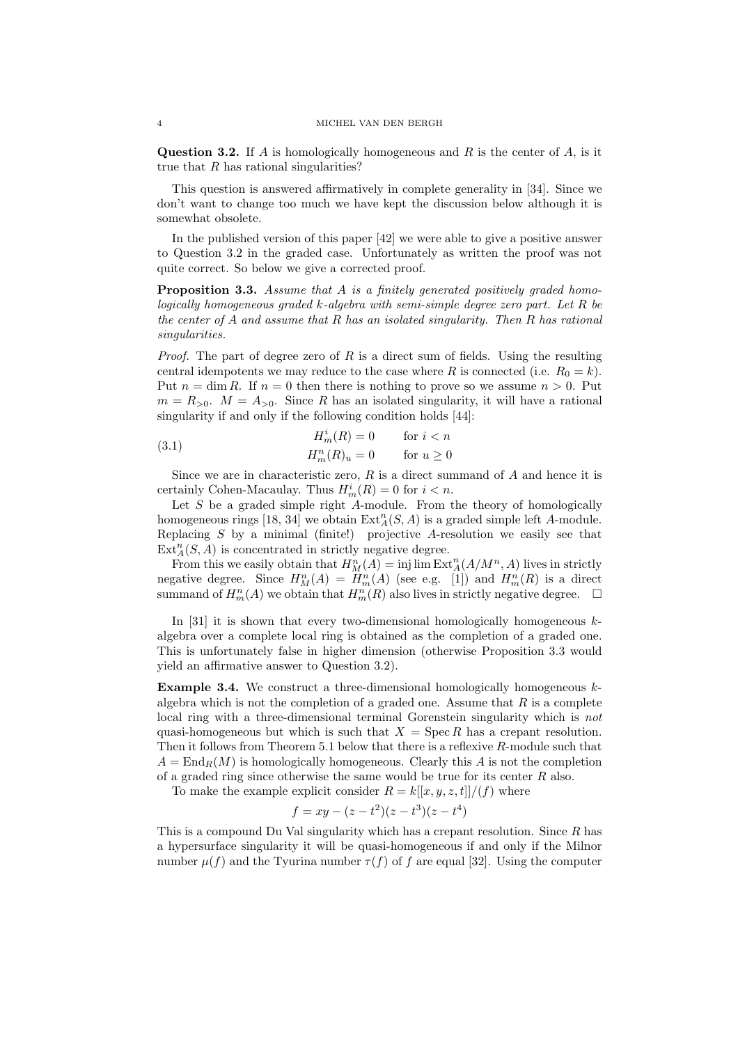**Question 3.2.** If $A$ is homologically homogeneous and $R$ is the center of $A$, is it true that $R$ has rational singularities?

This question is answered affirmatively in complete generality in [34]. Since we don't want to change too much we have kept the discussion below although it is somewhat obsolete.

In the published version of this paper [42] we were able to give a positive answer to Question 3.2 in the graded case. Unfortunately as written the proof was not quite correct. So below we give a corrected proof.

**Proposition 3.3.** *Assume that $A$ is a finitely generated positively graded homologically homogeneous graded $k$-algebra with semi-simple degree zero part. Let $R$ be the center of $A$ and assume that $R$ has an isolated singularity. Then $R$ has rational singularities.*

*Proof.* The part of degree zero of $R$ is a direct sum of fields. Using the resulting central idempotents we may reduce to the case where $R$ is connected (i.e. $R_0 = k$). Put $n = \dim R$. If $n = 0$ then there is nothing to prove so we assume $n > 0$. Put $m = R_{>0}$. $M = A_{>0}$. Since $R$ has an isolated singularity, it will have a rational singularity if and only if the following condition holds [44]:

$$\begin{aligned} H^i_m(R) &= 0 \qquad \text{for } i < n \\ H^n_m(R)_u &= 0 \qquad \text{for } u \geq 0 \end{aligned} \tag{3.1}$$

Since we are in characteristic zero, $R$ is a direct summand of $A$ and hence it is certainly Cohen-Macaulay. Thus $H^i_m(R) = 0$ for $i < n$.

Let $S$ be a graded simple right $A$-module. From the theory of homologically homogeneous rings [18, 34] we obtain $\operatorname{Ext}^n_A(S, A)$ is a graded simple left $A$-module. Replacing $S$ by a minimal (finite!) projective $A$-resolution we easily see that $\operatorname{Ext}^n_A(S, A)$ is concentrated in strictly negative degree.

From this we easily obtain that $H^n_M(A) = \operatorname{inj\,lim} \operatorname{Ext}^n_A(A/M^n, A)$ lives in strictly negative degree. Since $H^n_M(A) = H^n_m(A)$ (see e.g. [1]) and $H^n_m(R)$ is a direct summand of $H^n_m(A)$ we obtain that $H^n_m(R)$ also lives in strictly negative degree. □

In [31] it is shown that every two-dimensional homologically homogeneous $k$-algebra over a complete local ring is obtained as the completion of a graded one. This is unfortunately false in higher dimension (otherwise Proposition 3.3 would yield an affirmative answer to Question 3.2).

**Example 3.4.** We construct a three-dimensional homologically homogeneous $k$-algebra which is not the completion of a graded one. Assume that $R$ is a complete local ring with a three-dimensional terminal Gorenstein singularity which is *not* quasi-homogeneous but which is such that $X = \operatorname{Spec} R$ has a crepant resolution. Then it follows from Theorem 5.1 below that there is a reflexive $R$-module such that $A = \operatorname{End}_R(M)$ is homologically homogeneous. Clearly this $A$ is not the completion of a graded ring since otherwise the same would be true for its center $R$ also.

To make the example explicit consider $R = k[[x, y, z, t]]/(f)$ where

$$f = xy - (z - t^2)(z - t^3)(z - t^4)$$

This is a compound Du Val singularity which has a crepant resolution. Since $R$ has a hypersurface singularity it will be quasi-homogeneous if and only if the Milnor number $\mu(f)$ and the Tyurina number $\tau(f)$ of $f$ are equal [32]. Using the computer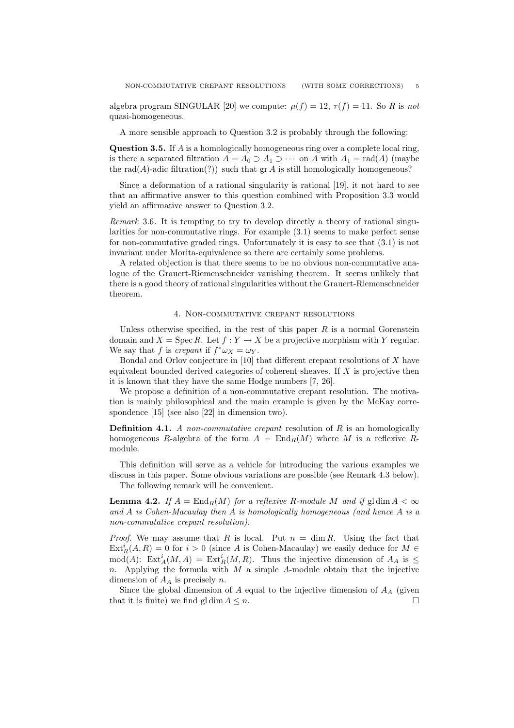algebra program SINGULAR [20] we compute: $\mu(f) = 12$, $\tau(f) = 11$. So $R$ is *not* quasi-homogeneous.

A more sensible approach to Question 3.2 is probably through the following:

**Question 3.5.** If $A$ is a homologically homogeneous ring over a complete local ring, is there a separated filtration $A = A_0 \supset A_1 \supset \cdots$ on $A$ with $A_1 = \operatorname{rad}(A)$ (maybe the $\operatorname{rad}(A)$-adic filtration(?)) such that $\operatorname{gr} A$ is still homologically homogeneous?

Since a deformation of a rational singularity is rational [19], it not hard to see that an affirmative answer to this question combined with Proposition 3.3 would yield an affirmative answer to Question 3.2.

*Remark* 3.6. It is tempting to try to develop directly a theory of rational singularities for non-commutative rings. For example (3.1) seems to make perfect sense for non-commutative graded rings. Unfortunately it is easy to see that (3.1) is not invariant under Morita-equivalence so there are certainly some problems.

A related objection is that there seems to be no obvious non-commutative analogue of the Grauert-Riemenschneider vanishing theorem. It seems unlikely that there is a good theory of rational singularities without the Grauert-Riemenschneider theorem.

## 4. Non-commutative crepant resolutions

Unless otherwise specified, in the rest of this paper $R$ is a normal Gorenstein domain and $X = \operatorname{Spec} R$. Let $f : Y \to X$ be a projective morphism with $Y$ regular. We say that $f$ is *crepant* if $f^*\omega_X = \omega_Y$.

Bondal and Orlov conjecture in [10] that different crepant resolutions of $X$ have equivalent bounded derived categories of coherent sheaves. If $X$ is projective then it is known that they have the same Hodge numbers [7, 26].

We propose a definition of a non-commutative crepant resolution. The motivation is mainly philosophical and the main example is given by the McKay correspondence [15] (see also [22] in dimension two).

**Definition 4.1.** *A non-commutative crepant resolution of $R$ is an homologically homogeneous $R$-algebra of the form $A = \operatorname{End}_R(M)$ where $M$ is a reflexive $R$-module.*

This definition will serve as a vehicle for introducing the various examples we discuss in this paper. Some obvious variations are possible (see Remark 4.3 below).

The following remark will be convenient.

**Lemma 4.2.** *If $A = \operatorname{End}_R(M)$ for a reflexive $R$-module $M$ and if $\operatorname{gl}\dim A < \infty$ and $A$ is Cohen-Macaulay then $A$ is homologically homogeneous (and hence $A$ is a non-commutative crepant resolution).*

*Proof.* We may assume that $R$ is local. Put $n = \dim R$. Using the fact that $\operatorname{Ext}^i_R(A, R) = 0$ for $i > 0$ (since $A$ is Cohen-Macaulay) we easily deduce for $M \in \operatorname{mod}(A)$: $\operatorname{Ext}^i_A(M, A) = \operatorname{Ext}^i_R(M, R)$. Thus the injective dimension of $A_A$ is $\leq n$. Applying the formula with $M$ a simple $A$-module obtain that the injective dimension of $A_A$ is precisely $n$.

Since the global dimension of $A$ equal to the injective dimension of $A_A$ (given that it is finite) we find $\operatorname{gl}\dim A \leq n$. $\square$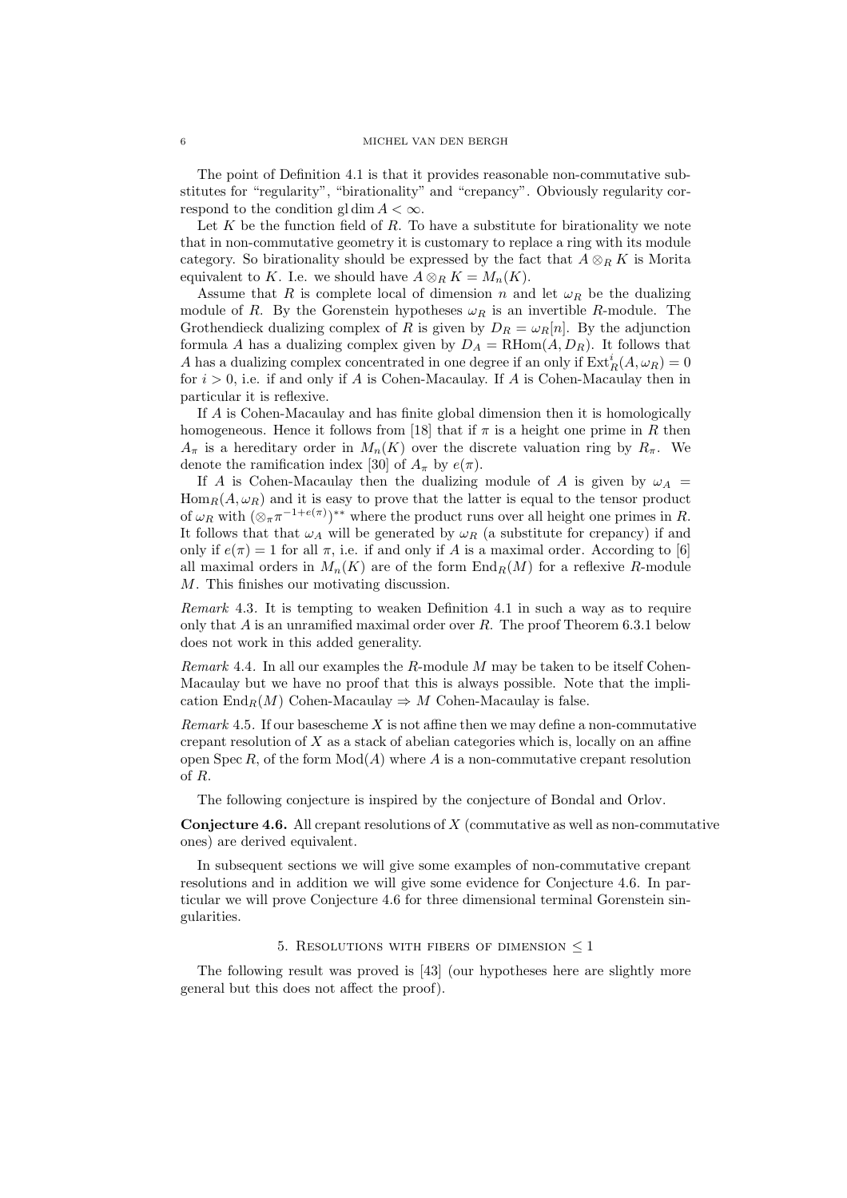The point of Definition 4.1 is that it provides reasonable non-commutative substitutes for "regularity", "birationality" and "crepancy". Obviously regularity correspond to the condition $\operatorname{gl}\dim A < \infty$.

Let $K$ be the function field of $R$. To have a substitute for birationality we note that in non-commutative geometry it is customary to replace a ring with its module category. So birationality should be expressed by the fact that $A \otimes_R K$ is Morita equivalent to $K$. I.e. we should have $A \otimes_R K = M_n(K)$.

Assume that $R$ is complete local of dimension $n$ and let $\omega_R$ be the dualizing module of $R$. By the Gorenstein hypotheses $\omega_R$ is an invertible $R$-module. The Grothendieck dualizing complex of $R$ is given by $D_R = \omega_R[n]$. By the adjunction formula $A$ has a dualizing complex given by $D_A = \operatorname{RHom}(A, D_R)$. It follows that $A$ has a dualizing complex concentrated in one degree if an only if $\operatorname{Ext}^i_R(A, \omega_R) = 0$ for $i > 0$, i.e. if and only if $A$ is Cohen-Macaulay. If $A$ is Cohen-Macaulay then in particular it is reflexive.

If $A$ is Cohen-Macaulay and has finite global dimension then it is homologically homogeneous. Hence it follows from [18] that if $\pi$ is a height one prime in $R$ then $A_\pi$ is a hereditary order in $M_n(K)$ over the discrete valuation ring by $R_\pi$. We denote the ramification index [30] of $A_\pi$ by $e(\pi)$.

If $A$ is Cohen-Macaulay then the dualizing module of $A$ is given by $\omega_A = \operatorname{Hom}_R(A, \omega_R)$ and it is easy to prove that the latter is equal to the tensor product of $\omega_R$ with $(\otimes_\pi \pi^{-1+e(\pi)})^{**}$ where the product runs over all height one primes in $R$. It follows that that $\omega_A$ will be generated by $\omega_R$ (a substitute for crepancy) if and only if $e(\pi) = 1$ for all $\pi$, i.e. if and only if $A$ is a maximal order. According to [6] all maximal orders in $M_n(K)$ are of the form $\operatorname{End}_R(M)$ for a reflexive $R$-module $M$. This finishes our motivating discussion.

*Remark* 4.3. It is tempting to weaken Definition 4.1 in such a way as to require only that $A$ is an unramified maximal order over $R$. The proof Theorem 6.3.1 below does not work in this added generality.

*Remark* 4.4. In all our examples the $R$-module $M$ may be taken to be itself Cohen-Macaulay but we have no proof that this is always possible. Note that the implication $\operatorname{End}_R(M)$ Cohen-Macaulay $\Rightarrow$ $M$ Cohen-Macaulay is false.

*Remark* 4.5. If our basescheme $X$ is not affine then we may define a non-commutative crepant resolution of $X$ as a stack of abelian categories which is, locally on an affine open $\operatorname{Spec} R$, of the form $\operatorname{Mod}(A)$ where $A$ is a non-commutative crepant resolution of $R$.

The following conjecture is inspired by the conjecture of Bondal and Orlov.

**Conjecture 4.6.** *All crepant resolutions of $X$ (commutative as well as non-commutative ones) are derived equivalent.*

In subsequent sections we will give some examples of non-commutative crepant resolutions and in addition we will give some evidence for Conjecture 4.6. In particular we will prove Conjecture 4.6 for three dimensional terminal Gorenstein singularities.

## 5. Resolutions with fibers of dimension $\leq 1$

The following result was proved is [43] (our hypotheses here are slightly more general but this does not affect the proof).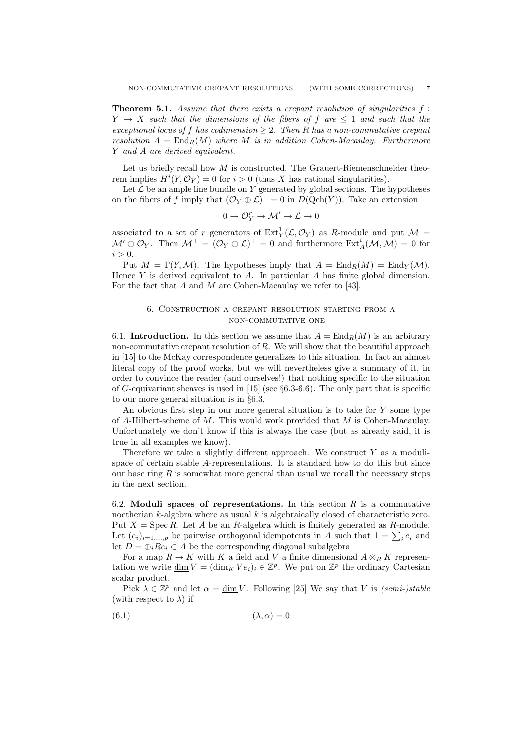**Theorem 5.1.** *Assume that there exists a crepant resolution of singularities $f : Y \to X$ such that the dimensions of the fibers of $f$ are $\leq 1$ and such that the exceptional locus of $f$ has codimension $\geq 2$. Then $R$ has a non-commutative crepant resolution $A = \operatorname{End}_R(M)$ where $M$ is in addition Cohen-Macaulay. Furthermore $Y$ and $A$ are derived equivalent.*

Let us briefly recall how $M$ is constructed. The Grauert-Riemenschneider theorem implies $H^i(Y, \mathcal{O}_Y) = 0$ for $i > 0$ (thus $X$ has rational singularities).

Let $\mathcal{L}$ be an ample line bundle on $Y$ generated by global sections. The hypotheses on the fibers of $f$ imply that $(\mathcal{O}_Y \oplus \mathcal{L})^\perp = 0$ in $D(\operatorname{Qch}(Y))$. Take an extension

$$0 \to \mathcal{O}_Y^r \to \mathcal{M}' \to \mathcal{L} \to 0$$

associated to a set of $r$ generators of $\operatorname{Ext}^1_Y(\mathcal{L}, \mathcal{O}_Y)$ as $R$-module and put $\mathcal{M} = \mathcal{M}' \oplus \mathcal{O}_Y$. Then $\mathcal{M}^\perp = (\mathcal{O}_Y \oplus \mathcal{L})^\perp = 0$ and furthermore $\operatorname{Ext}^i_A(\mathcal{M}, \mathcal{M}) = 0$ for $i > 0$.

Put $M = \Gamma(Y, \mathcal{M})$. The hypotheses imply that $A = \operatorname{End}_R(M) = \operatorname{End}_Y(\mathcal{M})$. Hence $Y$ is derived equivalent to $A$. In particular $A$ has finite global dimension. For the fact that $A$ and $M$ are Cohen-Macaulay we refer to [43].

## 6. Construction a crepant resolution starting from a non-commutative one

**6.1. Introduction.** In this section we assume that $A = \operatorname{End}_R(M)$ is an arbitrary non-commutative crepant resolution of $R$. We will show that the beautiful approach in [15] to the McKay correspondence generalizes to this situation. In fact an almost literal copy of the proof works, but we will nevertheless give a summary of it, in order to convince the reader (and ourselves!) that nothing specific to the situation of $G$-equivariant sheaves is used in [15] (see §6.3-6.6). The only part that is specific to our more general situation is in §6.3.

An obvious first step in our more general situation is to take for $Y$ some type of $A$-Hilbert-scheme of $M$. This would work provided that $M$ is Cohen-Macaulay. Unfortunately we don't know if this is always the case (but as already said, it is true in all examples we know).

Therefore we take a slightly different approach. We construct $Y$ as a moduli-space of certain stable $A$-representations. It is standard how to do this but since our base ring $R$ is somewhat more general than usual we recall the necessary steps in the next section.

**6.2. Moduli spaces of representations.** In this section $R$ is a commutative noetherian $k$-algebra where as usual $k$ is algebraically closed of characteristic zero. Put $X = \operatorname{Spec} R$. Let $A$ be an $R$-algebra which is finitely generated as $R$-module. Let $(e_i)_{i=1,\ldots,p}$ be pairwise orthogonal idempotents in $A$ such that $1 = \sum_i e_i$ and let $D = \oplus_i Re_i \subset A$ be the corresponding diagonal subalgebra.

For a map $R \to K$ with $K$ a field and $V$ a finite dimensional $A \otimes_R K$ representation we write $\underline{\dim}\, V = (\dim_K V e_i)_i \in \mathbb{Z}^p$. We put on $\mathbb{Z}^p$ the ordinary Cartesian scalar product.

Pick $\lambda \in \mathbb{Z}^p$ and let $\alpha = \underline{\dim}\, V$. Following [25] We say that $V$ is *(semi-)stable* (with respect to $\lambda$) if

$$(\lambda, \alpha) = 0 \tag{6.1}$$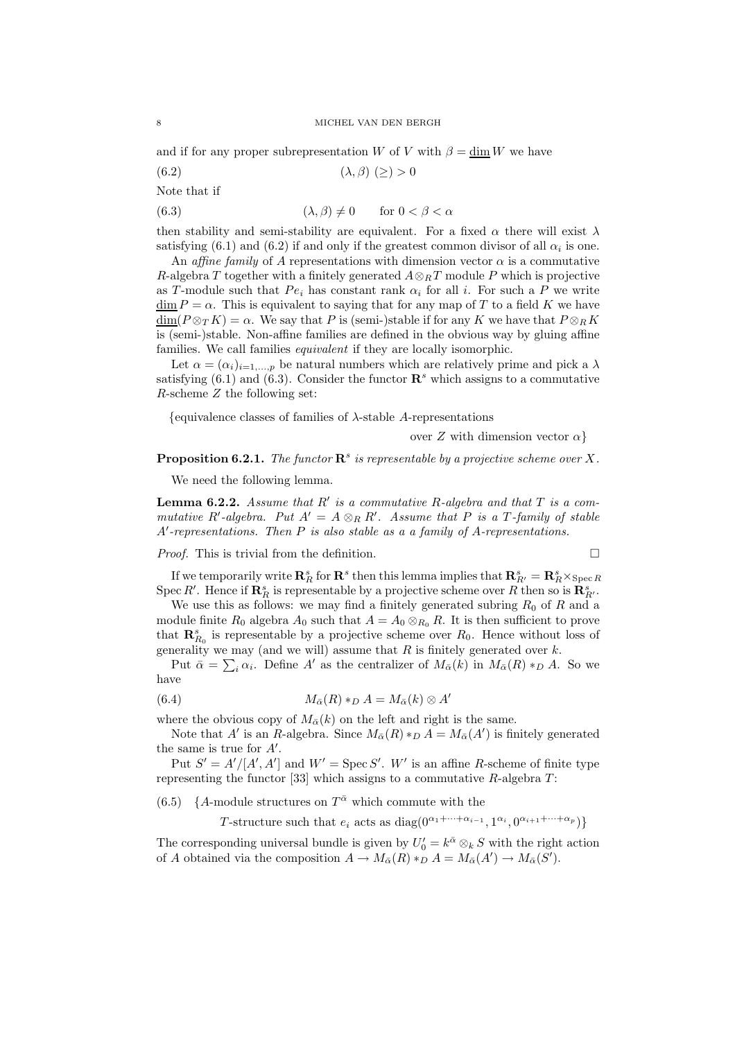and if for any proper subrepresentation $W$ of $V$ with $\beta = \underline{\dim}\, W$ we have

$$(\lambda, \beta)\ (\geq) > 0 \tag{6.2}$$

Note that if

$$(\lambda, \beta) \neq 0 \qquad \text{for } 0 < \beta < \alpha \tag{6.3}$$

then stability and semi-stability are equivalent. For a fixed $\alpha$ there will exist $\lambda$ satisfying (6.1) and (6.2) if and only if the greatest common divisor of all $\alpha_i$ is one.

An *affine family* of $A$ representations with dimension vector $\alpha$ is a commutative $R$-algebra $T$ together with a finitely generated $A \otimes_R T$ module $P$ which is projective as $T$-module such that $Pe_i$ has constant rank $\alpha_i$ for all $i$. For such a $P$ we write $\underline{\dim}\, P = \alpha$. This is equivalent to saying that for any map of $T$ to a field $K$ we have $\underline{\dim}(P \otimes_T K) = \alpha$. We say that $P$ is (semi-)stable if for any $K$ we have that $P \otimes_R K$ is (semi-)stable. Non-affine families are defined in the obvious way by gluing affine families. We call families *equivalent* if they are locally isomorphic.

Let $\alpha = (\alpha_i)_{i=1,\ldots,p}$ be natural numbers which are relatively prime and pick a $\lambda$ satisfying (6.1) and (6.3). Consider the functor $\mathbf{R}^s$ which assigns to a commutative $R$-scheme $Z$ the following set:

$$\{\text{equivalence classes of families of } \lambda\text{-stable } A\text{-representations over } Z \text{ with dimension vector } \alpha\}$$

**Proposition 6.2.1.** *The functor $\mathbf{R}^s$ is representable by a projective scheme over $X$.*

We need the following lemma.

**Lemma 6.2.2.** *Assume that $R'$ is a commutative $R$-algebra and that $T$ is a commutative $R'$-algebra. Put $A' = A \otimes_R R'$. Assume that $P$ is a $T$-family of stable $A'$-representations. Then $P$ is also stable as a a family of $A$-representations.*

*Proof.* This is trivial from the definition. $\square$

If we temporarily write $\mathbf{R}^s_R$ for $\mathbf{R}^s$ then this lemma implies that $\mathbf{R}^s_{R'} = \mathbf{R}^s_R \times_{\operatorname{Spec} R} \operatorname{Spec} R'$. Hence if $\mathbf{R}^s_R$ is representable by a projective scheme over $R$ then so is $\mathbf{R}^s_{R'}$.

We use this as follows: we may find a finitely generated subring $R_0$ of $R$ and a module finite $R_0$ algebra $A_0$ such that $A = A_0 \otimes_{R_0} R$. It is then sufficient to prove that $\mathbf{R}^s_{R_0}$ is representable by a projective scheme over $R_0$. Hence without loss of generality we may (and we will) assume that $R$ is finitely generated over $k$.

Put $\bar{\alpha} = \sum_i \alpha_i$. Define $A'$ as the centralizer of $M_{\bar{\alpha}}(k)$ in $M_{\bar{\alpha}}(R) *_D A$. So we have

$$M_{\bar{\alpha}}(R) *_D A = M_{\bar{\alpha}}(k) \otimes A' \tag{6.4}$$

where the obvious copy of $M_{\bar{\alpha}}(k)$ on the left and right is the same.

Note that $A'$ is an $R$-algebra. Since $M_{\bar{\alpha}}(R) *_D A = M_{\bar{\alpha}}(A')$ is finitely generated the same is true for $A'$.

Put $S' = A'/[A', A']$ and $W' = \operatorname{Spec} S'$. $W'$ is an affine $R$-scheme of finite type representing the functor [33] which assigns to a commutative $R$-algebra $T$:

$$\{A\text{-module structures on } T^{\bar{\alpha}} \text{ which commute with the } T\text{-structure such that } e_i \text{ acts as } \operatorname{diag}(0^{\alpha_1+\cdots+\alpha_{i-1}}, 1^{\alpha_i}, 0^{\alpha_{i+1}+\cdots+\alpha_p})\} \tag{6.5}$$

The corresponding universal bundle is given by $U'_0 = k^{\bar{\alpha}} \otimes_k S$ with the right action of $A$ obtained via the composition $A \to M_{\bar{\alpha}}(R) *_D A = M_{\bar{\alpha}}(A') \to M_{\bar{\alpha}}(S')$.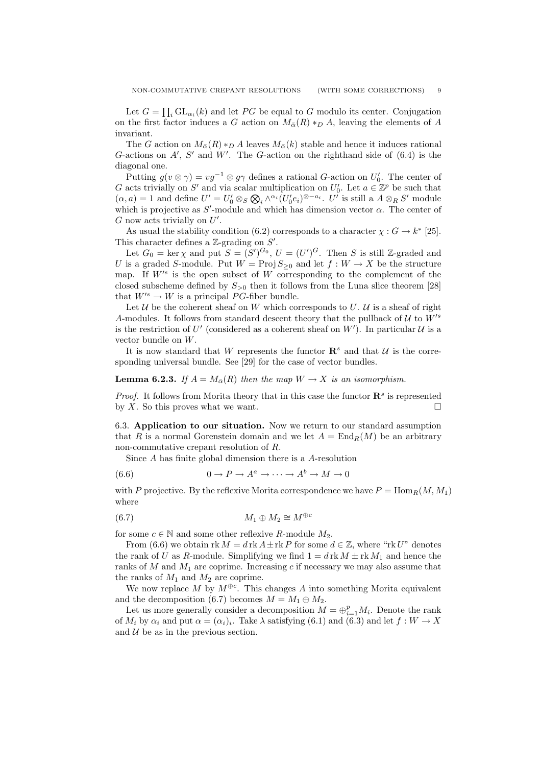Let $G = \prod_i \mathrm{GL}_{\alpha_i}(k)$ and let $PG$ be equal to $G$ modulo its center. Conjugation on the first factor induces a $G$ action on $M_{\bar{\alpha}}(R) *_D A$, leaving the elements of $A$ invariant.

The $G$ action on $M_{\bar{\alpha}}(R) *_D A$ leaves $M_{\bar{\alpha}}(k)$ stable and hence it induces rational $G$-actions on $A'$, $S'$ and $W'$. The $G$-action on the righthand side of (6.4) is the diagonal one.

Putting $g(v \otimes \gamma) = vg^{-1} \otimes g\gamma$ defines a rational $G$-action on $U'_0$. The center of $G$ acts trivially on $S'$ and via scalar multiplication on $U'_0$. Let $a \in \mathbb{Z}^p$ be such that $(\alpha, a) = 1$ and define $U' = U'_0 \otimes_S \bigotimes_i \wedge^{\alpha_i}(U'_0 e_i)^{\otimes - a_i}$. $U'$ is still a $A \otimes_R S'$ module which is projective as $S'$-module and which has dimension vector $\alpha$. The center of $G$ now acts trivially on $U'$.

As usual the stability condition (6.2) corresponds to a character $\chi : G \to k^*$ [25]. This character defines a $\mathbb{Z}$-grading on $S'$.

Let $G_0 = \ker \chi$ and put $S = (S')^{G_0}$, $U = (U')^G$. Then $S$ is still $\mathbb{Z}$-graded and $U$ is a graded $S$-module. Put $W = \operatorname{Proj} S_{\geq 0}$ and let $f : W \to X$ be the structure map. If $W'^s$ is the open subset of $W$ corresponding to the complement of the closed subscheme defined by $S_{>0}$ then it follows from the Luna slice theorem [28] that $W'^s \to W$ is a principal $PG$-fiber bundle.

Let $\mathcal{U}$ be the coherent sheaf on $W$ which corresponds to $U$. $\mathcal{U}$ is a sheaf of right $A$-modules. It follows from standard descent theory that the pullback of $\mathcal{U}$ to $W'^s$ is the restriction of $U'$ (considered as a coherent sheaf on $W'$). In particular $\mathcal{U}$ is a vector bundle on $W$.

It is now standard that $W$ represents the functor $\mathbf{R}^s$ and that $\mathcal{U}$ is the corresponding universal bundle. See [29] for the case of vector bundles.

**Lemma 6.2.3.** *If $A = M_{\bar{\alpha}}(R)$ then the map $W \to X$ is an isomorphism.*

*Proof.* It follows from Morita theory that in this case the functor $\mathbf{R}^s$ is represented by $X$. So this proves what we want. $\square$

6.3. **Application to our situation.** Now we return to our standard assumption that $R$ is a normal Gorenstein domain and we let $A = \operatorname{End}_R(M)$ be an arbitrary non-commutative crepant resolution of $R$.

Since $A$ has finite global dimension there is a $A$-resolution

$$0 \to P \to A^a \to \cdots \to A^b \to M \to 0 \tag{6.6}$$

with $P$ projective. By the reflexive Morita correspondence we have $P = \operatorname{Hom}_R(M, M_1)$ where

$$M_1 \oplus M_2 \cong M^{\oplus c} \tag{6.7}$$

for some $c \in \mathbb{N}$ and some other reflexive $R$-module $M_2$.

From (6.6) we obtain $\operatorname{rk} M = d \operatorname{rk} A \pm \operatorname{rk} P$ for some $d \in \mathbb{Z}$, where "$\operatorname{rk} U$" denotes the rank of $U$ as $R$-module. Simplifying we find $1 = d \operatorname{rk} M \pm \operatorname{rk} M_1$ and hence the ranks of $M$ and $M_1$ are coprime. Increasing $c$ if necessary we may also assume that the ranks of $M_1$ and $M_2$ are coprime.

We now replace $M$ by $M^{\oplus c}$. This changes $A$ into something Morita equivalent and the decomposition (6.7) becomes $M = M_1 \oplus M_2$.

Let us more generally consider a decomposition $M = \oplus_{i=1}^p M_i$. Denote the rank of $M_i$ by $\alpha_i$ and put $\alpha = (\alpha_i)_i$. Take $\lambda$ satisfying (6.1) and (6.3) and let $f : W \to X$ and $\mathcal{U}$ be as in the previous section.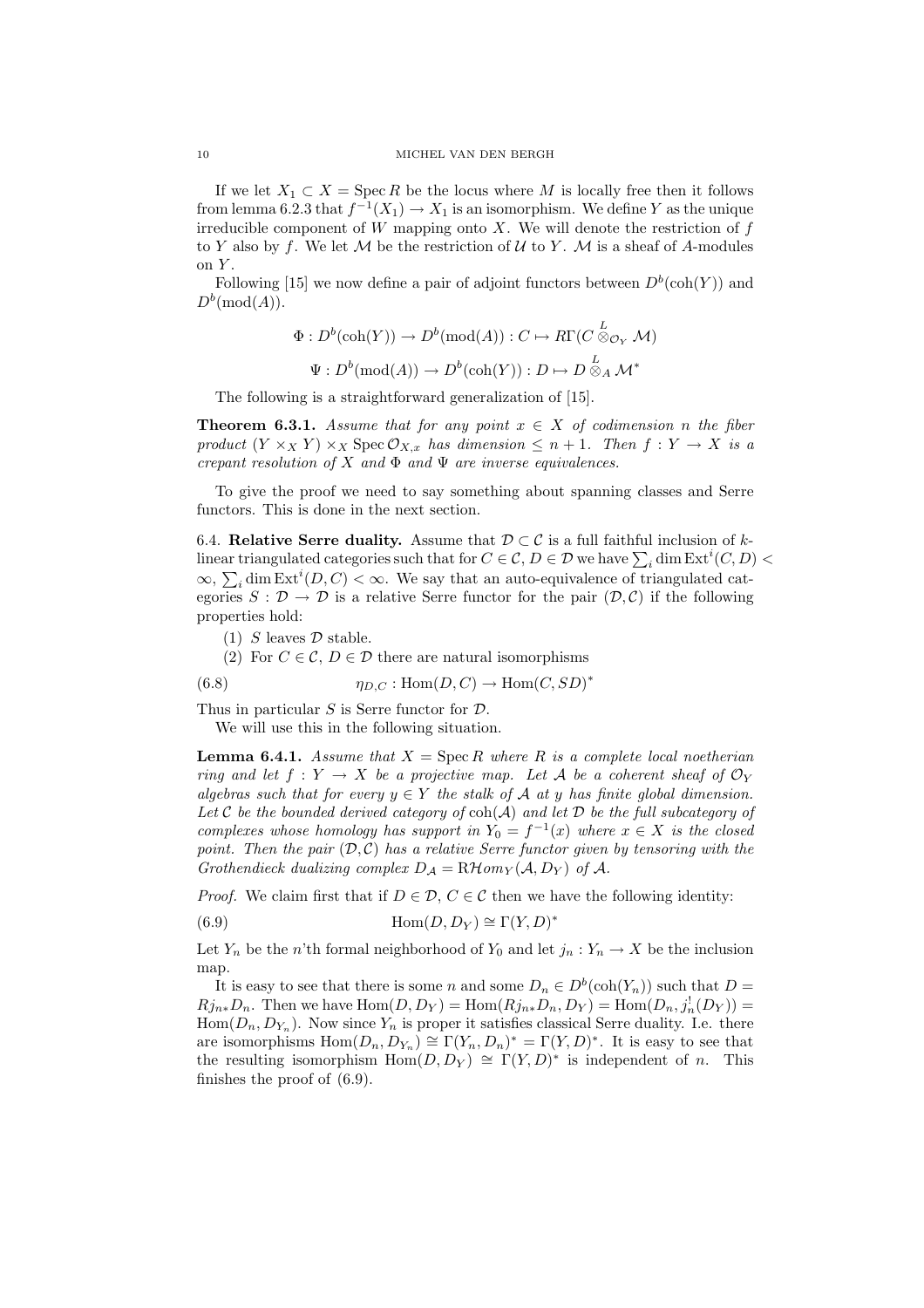If we let $X_1 \subset X = \operatorname{Spec} R$ be the locus where $M$ is locally free then it follows from lemma 6.2.3 that $f^{-1}(X_1) \to X_1$ is an isomorphism. We define $Y$ as the unique irreducible component of $W$ mapping onto $X$. We will denote the restriction of $f$ to $Y$ also by $f$. We let $\mathcal{M}$ be the restriction of $\mathcal{U}$ to $Y$. $\mathcal{M}$ is a sheaf of $A$-modules on $Y$.

Following [15] we now define a pair of adjoint functors between $D^b(\operatorname{coh}(Y))$ and $D^b(\operatorname{mod}(A))$.

$$\Phi : D^b(\operatorname{coh}(Y)) \to D^b(\operatorname{mod}(A)) : C \mapsto R\Gamma(C \overset{L}{\otimes}_{\mathcal{O}_Y} \mathcal{M})$$

$$\Psi : D^b(\operatorname{mod}(A)) \to D^b(\operatorname{coh}(Y)) : D \mapsto D \overset{L}{\otimes}_A \mathcal{M}^*$$

The following is a straightforward generalization of [15].

**Theorem 6.3.1.** *Assume that for any point $x \in X$ of codimension $n$ the fiber product $(Y \times_X Y) \times_X \operatorname{Spec} \mathcal{O}_{X,x}$ has dimension $\leq n+1$. Then $f : Y \to X$ is a crepant resolution of $X$ and $\Phi$ and $\Psi$ are inverse equivalences.*

To give the proof we need to say something about spanning classes and Serre functors. This is done in the next section.

6.4. **Relative Serre duality.** Assume that $\mathcal{D} \subset \mathcal{C}$ is a full faithful inclusion of $k$-linear triangulated categories such that for $C \in \mathcal{C}$, $D \in \mathcal{D}$ we have $\sum_i \dim \operatorname{Ext}^i(C, D) < \infty$, $\sum_i \dim \operatorname{Ext}^i(D, C) < \infty$. We say that an auto-equivalence of triangulated categories $S : \mathcal{D} \to \mathcal{D}$ is a relative Serre functor for the pair $(\mathcal{D}, \mathcal{C})$ if the following properties hold:

1. $S$ leaves $\mathcal{D}$ stable.
2. For $C \in \mathcal{C}$, $D \in \mathcal{D}$ there are natural isomorphisms

$$\eta_{D,C} : \operatorname{Hom}(D, C) \to \operatorname{Hom}(C, SD)^* \tag{6.8}$$

Thus in particular $S$ is Serre functor for $\mathcal{D}$.

We will use this in the following situation.

**Lemma 6.4.1.** *Assume that $X = \operatorname{Spec} R$ where $R$ is a complete local noetherian ring and let $f : Y \to X$ be a projective map. Let $\mathcal{A}$ be a coherent sheaf of $\mathcal{O}_Y$ algebras such that for every $y \in Y$ the stalk of $\mathcal{A}$ at $y$ has finite global dimension. Let $\mathcal{C}$ be the bounded derived category of $\operatorname{coh}(\mathcal{A})$ and let $\mathcal{D}$ be the full subcategory of complexes whose homology has support in $Y_0 = f^{-1}(x)$ where $x \in X$ is the closed point. Then the pair $(\mathcal{D}, \mathcal{C})$ has a relative Serre functor given by tensoring with the Grothendieck dualizing complex $D_{\mathcal{A}} = \mathrm{R}\mathcal{H}om_Y(\mathcal{A}, D_Y)$ of $\mathcal{A}$.*

*Proof.* We claim first that if $D \in \mathcal{D}$, $C \in \mathcal{C}$ then we have the following identity:

$$\operatorname{Hom}(D, D_Y) \cong \Gamma(Y, D)^* \tag{6.9}$$

Let $Y_n$ be the $n$'th formal neighborhood of $Y_0$ and let $j_n : Y_n \to X$ be the inclusion map.

It is easy to see that there is some $n$ and some $D_n \in D^b(\operatorname{coh}(Y_n))$ such that $D = Rj_{n*}D_n$. Then we have $\operatorname{Hom}(D, D_Y) = \operatorname{Hom}(Rj_{n*}D_n, D_Y) = \operatorname{Hom}(D_n, j_n^!(D_Y)) = \operatorname{Hom}(D_n, D_{Y_n})$. Now since $Y_n$ is proper it satisfies classical Serre duality. I.e. there are isomorphisms $\operatorname{Hom}(D_n, D_{Y_n}) \cong \Gamma(Y_n, D_n)^* = \Gamma(Y, D)^*$. It is easy to see that the resulting isomorphism $\operatorname{Hom}(D, D_Y) \cong \Gamma(Y, D)^*$ is independent of $n$. This finishes the proof of (6.9).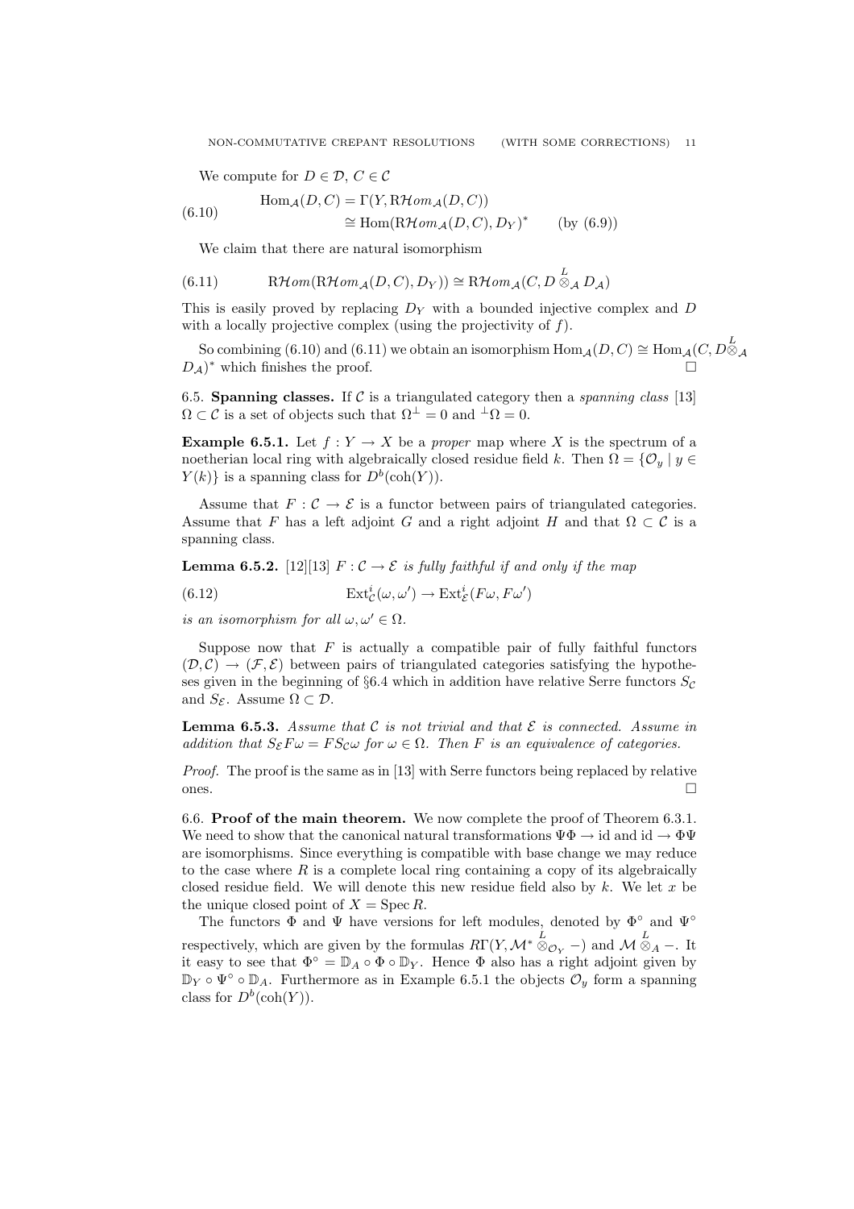We compute for $D \in \mathcal{D}$, $C \in \mathcal{C}$

$$
\begin{aligned}
\operatorname{Hom}_{\mathcal{A}}(D, C) &= \Gamma(Y, \mathrm{R}\mathcal{H}om_{\mathcal{A}}(D, C)) \\
&\cong \operatorname{Hom}(\mathrm{R}\mathcal{H}om_{\mathcal{A}}(D, C), D_Y)^* \qquad \text{(by (6.9))}
\end{aligned}
\tag{6.10}
$$

We claim that there are natural isomorphism

$$
\mathrm{R}\mathcal{H}om(\mathrm{R}\mathcal{H}om_{\mathcal{A}}(D, C), D_Y) \cong \mathrm{R}\mathcal{H}om_{\mathcal{A}}(C, D \overset{L}{\otimes}_{\mathcal{A}} D_{\mathcal{A}})
\tag{6.11}
$$

This is easily proved by replacing $D_Y$ with a bounded injective complex and $D$ with a locally projective complex (using the projectivity of $f$).

So combining (6.10) and (6.11) we obtain an isomorphism $\operatorname{Hom}_{\mathcal{A}}(D, C) \cong \operatorname{Hom}_{\mathcal{A}}(C, D \overset{L}{\otimes}_{\mathcal{A}} D_{\mathcal{A}})^*$ which finishes the proof. □

**6.5. Spanning classes.** If $\mathcal{C}$ is a triangulated category then a *spanning class* [13] $\Omega \subset \mathcal{C}$ is a set of objects such that $\Omega^{\perp} = 0$ and ${}^{\perp}\Omega = 0$.

**Example 6.5.1.** Let $f : Y \to X$ be a *proper* map where $X$ is the spectrum of a noetherian local ring with algebraically closed residue field $k$. Then $\Omega = \{\mathcal{O}_y \mid y \in Y(k)\}$ is a spanning class for $D^b(\operatorname{coh}(Y))$.

Assume that $F : \mathcal{C} \to \mathcal{E}$ is a functor between pairs of triangulated categories. Assume that $F$ has a left adjoint $G$ and a right adjoint $H$ and that $\Omega \subset \mathcal{C}$ is a spanning class.

**Lemma 6.5.2.** [12][13] *$F : \mathcal{C} \to \mathcal{E}$ is fully faithful if and only if the map*

$$
\operatorname{Ext}^i_{\mathcal{C}}(\omega, \omega') \to \operatorname{Ext}^i_{\mathcal{E}}(F\omega, F\omega')
\tag{6.12}
$$

*is an isomorphism for all $\omega, \omega' \in \Omega$.*

Suppose now that $F$ is actually a compatible pair of fully faithful functors $(\mathcal{D}, \mathcal{C}) \to (\mathcal{F}, \mathcal{E})$ between pairs of triangulated categories satisfying the hypotheses given in the beginning of §6.4 which in addition have relative Serre functors $S_{\mathcal{C}}$ and $S_{\mathcal{E}}$. Assume $\Omega \subset \mathcal{D}$.

**Lemma 6.5.3.** *Assume that $\mathcal{C}$ is not trivial and that $\mathcal{E}$ is connected. Assume in addition that $S_{\mathcal{E}} F \omega = F S_{\mathcal{C}} \omega$ for $\omega \in \Omega$. Then $F$ is an equivalence of categories.*

*Proof.* The proof is the same as in [13] with Serre functors being replaced by relative ones. □

**6.6. Proof of the main theorem.** We now complete the proof of Theorem 6.3.1. We need to show that the canonical natural transformations $\Psi\Phi \to \mathrm{id}$ and $\mathrm{id} \to \Phi\Psi$ are isomorphisms. Since everything is compatible with base change we may reduce to the case where $R$ is a complete local ring containing a copy of its algebraically closed residue field. We will denote this new residue field also by $k$. We let $x$ be the unique closed point of $X = \operatorname{Spec} R$.

The functors $\Phi$ and $\Psi$ have versions for left modules, denoted by $\Phi^\circ$ and $\Psi^\circ$ respectively, which are given by the formulas $R\Gamma(Y, \mathcal{M}^* \overset{L}{\otimes}_{\mathcal{O}_Y} -)$ and $\mathcal{M} \overset{L}{\otimes}_A -$. It it easy to see that $\Phi^\circ = \mathbb{D}_A \circ \Phi \circ \mathbb{D}_Y$. Hence $\Phi$ also has a right adjoint given by $\mathbb{D}_Y \circ \Psi^\circ \circ \mathbb{D}_A$. Furthermore as in Example 6.5.1 the objects $\mathcal{O}_y$ form a spanning class for $D^b(\operatorname{coh}(Y))$.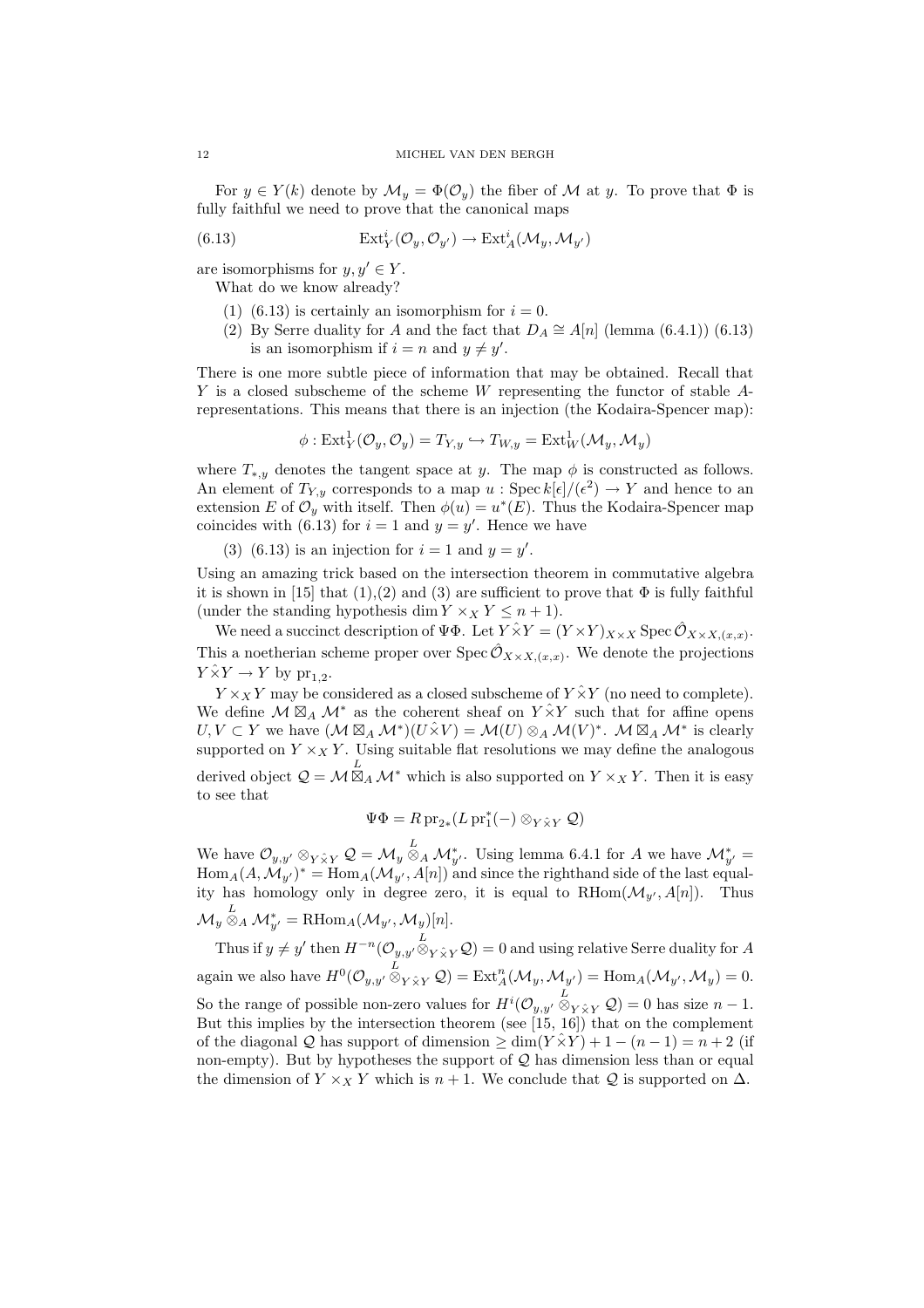For $y \in Y(k)$ denote by $\mathcal{M}_y = \Phi(\mathcal{O}_y)$ the fiber of $\mathcal{M}$ at $y$. To prove that $\Phi$ is fully faithful we need to prove that the canonical maps

$$\operatorname{Ext}^i_Y(\mathcal{O}_y, \mathcal{O}_{y'}) \to \operatorname{Ext}^i_A(\mathcal{M}_y, \mathcal{M}_{y'}) \tag{6.13}$$

are isomorphisms for $y, y' \in Y$.

What do we know already?

1. (6.13) is certainly an isomorphism for $i = 0$.
2. By Serre duality for $A$ and the fact that $D_A \cong A[n]$ (lemma (6.4.1)) (6.13) is an isomorphism if $i = n$ and $y \neq y'$.

There is one more subtle piece of information that may be obtained. Recall that $Y$ is a closed subscheme of the scheme $W$ representing the functor of stable $A$-representations. This means that there is an injection (the Kodaira-Spencer map):

$$\phi : \operatorname{Ext}^1_Y(\mathcal{O}_y, \mathcal{O}_y) = T_{Y,y} \hookrightarrow T_{W,y} = \operatorname{Ext}^1_W(\mathcal{M}_y, \mathcal{M}_y)$$

where $T_{*,y}$ denotes the tangent space at $y$. The map $\phi$ is constructed as follows. An element of $T_{Y,y}$ corresponds to a map $u : \operatorname{Spec} k[\epsilon]/(\epsilon^2) \to Y$ and hence to an extension $E$ of $\mathcal{O}_y$ with itself. Then $\phi(u) = u^*(E)$. Thus the Kodaira-Spencer map coincides with (6.13) for $i = 1$ and $y = y'$. Hence we have

3. (6.13) is an injection for $i = 1$ and $y = y'$.

Using an amazing trick based on the intersection theorem in commutative algebra it is shown in [15] that (1),(2) and (3) are sufficient to prove that $\Phi$ is fully faithful (under the standing hypothesis $\dim Y \times_X Y \leq n + 1$).

We need a succinct description of $\Psi\Phi$. Let $Y \hat{\times} Y = (Y \times Y)_{X \times X} \operatorname{Spec} \hat{\mathcal{O}}_{X \times X,(x,x)}$. This a noetherian scheme proper over $\operatorname{Spec} \hat{\mathcal{O}}_{X \times X,(x,x)}$. We denote the projections $Y \hat{\times} Y \to Y$ by $\operatorname{pr}_{1,2}$.

$Y \times_X Y$ may be considered as a closed subscheme of $Y \hat{\times} Y$ (no need to complete). We define $\mathcal{M} \boxtimes_A \mathcal{M}^*$ as the coherent sheaf on $Y \hat{\times} Y$ such that for affine opens $U, V \subset Y$ we have $(\mathcal{M} \boxtimes_A \mathcal{M}^*)(U \hat{\times} V) = \mathcal{M}(U) \otimes_A \mathcal{M}(V)^*$. $\mathcal{M} \boxtimes_A \mathcal{M}^*$ is clearly supported on $Y \times_X Y$. Using suitable flat resolutions we may define the analogous derived object $\mathcal{Q} = \mathcal{M} \overset{L}{\boxtimes}_A \mathcal{M}^*$ which is also supported on $Y \times_X Y$. Then it is easy to see that

$$\Psi\Phi = R\operatorname{pr}_{2*}(L\operatorname{pr}_1^*(-) \otimes_{Y \hat{\times} Y} \mathcal{Q})$$

We have $\mathcal{O}_{y,y'} \otimes_{Y \hat{\times} Y} \mathcal{Q} = \mathcal{M}_y \overset{L}{\otimes}_A \mathcal{M}^*_{y'}$. Using lemma 6.4.1 for $A$ we have $\mathcal{M}^*_{y'} = \operatorname{Hom}_A(A, \mathcal{M}_{y'})^* = \operatorname{Hom}_A(\mathcal{M}_{y'}, A[n])$ and since the righthand side of the last equality has homology only in degree zero, it is equal to $\operatorname{RHom}(\mathcal{M}_{y'}, A[n])$. Thus $\mathcal{M}_y \overset{L}{\otimes}_A \mathcal{M}^*_{y'} = \operatorname{RHom}_A(\mathcal{M}_{y'}, \mathcal{M}_y)[n]$.

Thus if $y \neq y'$ then $H^{-n}(\mathcal{O}_{y,y'} \overset{L}{\otimes}_{Y \hat{\times} Y} \mathcal{Q}) = 0$ and using relative Serre duality for $A$ again we also have $H^0(\mathcal{O}_{y,y'} \overset{L}{\otimes}_{Y \hat{\times} Y} \mathcal{Q}) = \operatorname{Ext}^n_A(\mathcal{M}_y, \mathcal{M}_{y'}) = \operatorname{Hom}_A(\mathcal{M}_{y'}, \mathcal{M}_y) = 0$. So the range of possible non-zero values for $H^i(\mathcal{O}_{y,y'} \overset{L}{\otimes}_{Y \hat{\times} Y} \mathcal{Q}) = 0$ has size $n - 1$. But this implies by the intersection theorem (see [15, 16]) that on the complement of the diagonal $\mathcal{Q}$ has support of dimension $\geq \dim(Y \hat{\times} Y) + 1 - (n-1) = n + 2$ (if non-empty). But by hypotheses the support of $\mathcal{Q}$ has dimension less than or equal the dimension of $Y \times_X Y$ which is $n + 1$. We conclude that $\mathcal{Q}$ is supported on $\Delta$.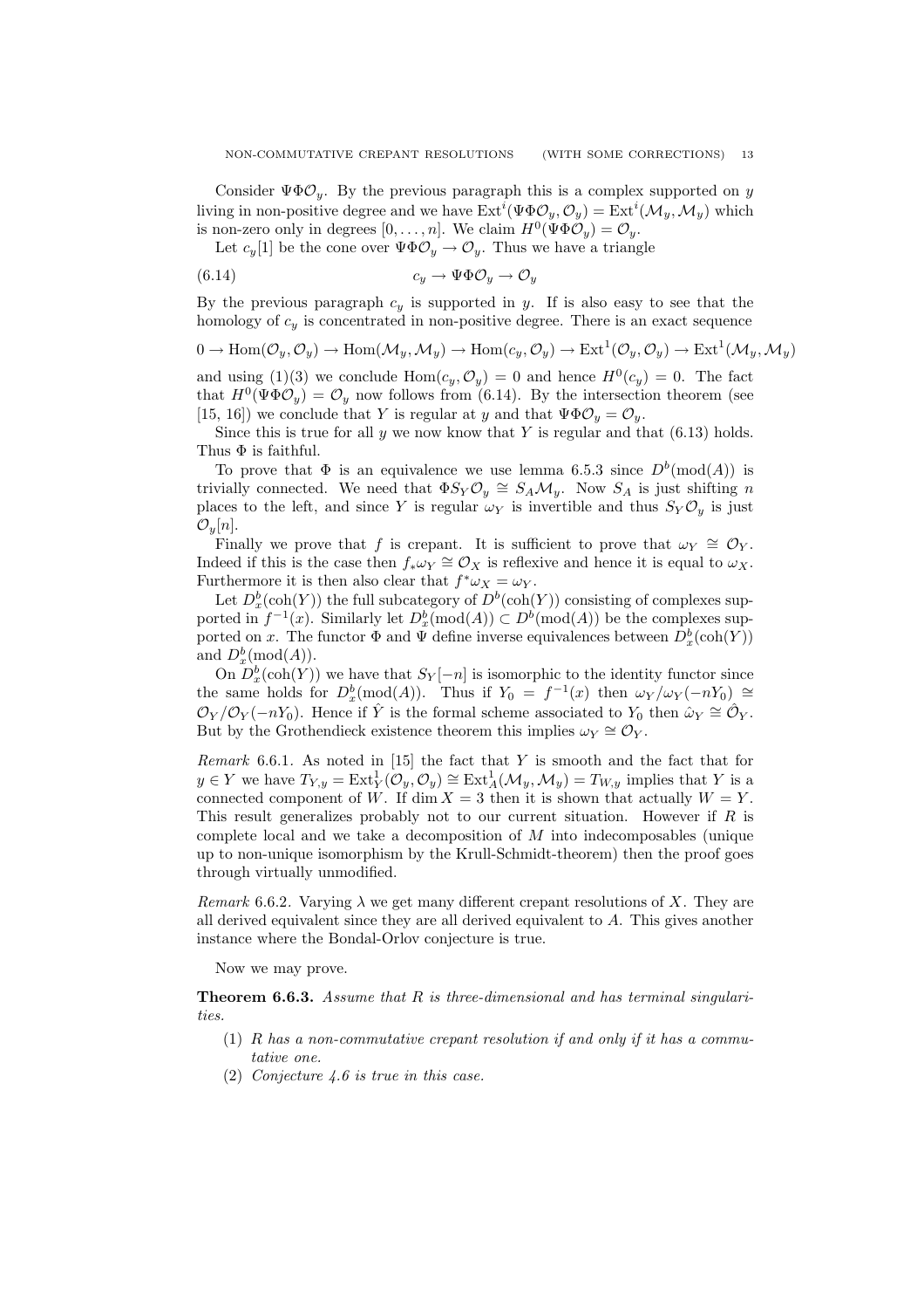Consider $\Psi\Phi\mathcal{O}_y$. By the previous paragraph this is a complex supported on $y$ living in non-positive degree and we have $\operatorname{Ext}^i(\Psi\Phi\mathcal{O}_y, \mathcal{O}_y) = \operatorname{Ext}^i(\mathcal{M}_y, \mathcal{M}_y)$ which is non-zero only in degrees $[0, \ldots, n]$. We claim $H^0(\Psi\Phi\mathcal{O}_y) = \mathcal{O}_y$.

Let $c_y[1]$ be the cone over $\Psi\Phi\mathcal{O}_y \to \mathcal{O}_y$. Thus we have a triangle

$$c_y \to \Psi\Phi\mathcal{O}_y \to \mathcal{O}_y \tag{6.14}$$

By the previous paragraph $c_y$ is supported in $y$. If is also easy to see that the homology of $c_y$ is concentrated in non-positive degree. There is an exact sequence

$$0 \to \operatorname{Hom}(\mathcal{O}_y, \mathcal{O}_y) \to \operatorname{Hom}(\mathcal{M}_y, \mathcal{M}_y) \to \operatorname{Hom}(c_y, \mathcal{O}_y) \to \operatorname{Ext}^1(\mathcal{O}_y, \mathcal{O}_y) \to \operatorname{Ext}^1(\mathcal{M}_y, \mathcal{M}_y)$$

and using (1)(3) we conclude $\operatorname{Hom}(c_y, \mathcal{O}_y) = 0$ and hence $H^0(c_y) = 0$. The fact that $H^0(\Psi\Phi\mathcal{O}_y) = \mathcal{O}_y$ now follows from (6.14). By the intersection theorem (see [15, 16]) we conclude that $Y$ is regular at $y$ and that $\Psi\Phi\mathcal{O}_y = \mathcal{O}_y$.

Since this is true for all $y$ we now know that $Y$ is regular and that (6.13) holds. Thus $\Phi$ is faithful.

To prove that $\Phi$ is an equivalence we use lemma 6.5.3 since $D^b(\operatorname{mod}(A))$ is trivially connected. We need that $\Phi S_Y \mathcal{O}_y \cong S_A \mathcal{M}_y$. Now $S_A$ is just shifting $n$ places to the left, and since $Y$ is regular $\omega_Y$ is invertible and thus $S_Y \mathcal{O}_y$ is just $\mathcal{O}_y[n]$.

Finally we prove that $f$ is crepant. It is sufficient to prove that $\omega_Y \cong \mathcal{O}_Y$. Indeed if this is the case then $f_*\omega_Y \cong \mathcal{O}_X$ is reflexive and hence it is equal to $\omega_X$. Furthermore it is then also clear that $f^*\omega_X = \omega_Y$.

Let $D^b_x(\operatorname{coh}(Y))$ the full subcategory of $D^b(\operatorname{coh}(Y))$ consisting of complexes supported in $f^{-1}(x)$. Similarly let $D^b_x(\operatorname{mod}(A)) \subset D^b(\operatorname{mod}(A))$ be the complexes supported on $x$. The functor $\Phi$ and $\Psi$ define inverse equivalences between $D^b_x(\operatorname{coh}(Y))$ and $D^b_x(\operatorname{mod}(A))$.

On $D^b_x(\operatorname{coh}(Y))$ we have that $S_Y[-n]$ is isomorphic to the identity functor since the same holds for $D^b_x(\operatorname{mod}(A))$. Thus if $Y_0 = f^{-1}(x)$ then $\omega_Y/\omega_Y(-nY_0) \cong \mathcal{O}_Y/\mathcal{O}_Y(-nY_0)$. Hence if $\hat{Y}$ is the formal scheme associated to $Y_0$ then $\hat{\omega}_Y \cong \hat{\mathcal{O}}_Y$. But by the Grothendieck existence theorem this implies $\omega_Y \cong \mathcal{O}_Y$.

*Remark* 6.6.1. As noted in [15] the fact that $Y$ is smooth and the fact that for $y \in Y$ we have $T_{Y,y} = \operatorname{Ext}^1_Y(\mathcal{O}_y, \mathcal{O}_y) \cong \operatorname{Ext}^1_A(\mathcal{M}_y, \mathcal{M}_y) = T_{W,y}$ implies that $Y$ is a connected component of $W$. If $\dim X = 3$ then it is shown that actually $W = Y$. This result generalizes probably not to our current situation. However if $R$ is complete local and we take a decomposition of $M$ into indecomposables (unique up to non-unique isomorphism by the Krull-Schmidt-theorem) then the proof goes through virtually unmodified.

*Remark* 6.6.2. Varying $\lambda$ we get many different crepant resolutions of $X$. They are all derived equivalent since they are all derived equivalent to $A$. This gives another instance where the Bondal-Orlov conjecture is true.

Now we may prove.

**Theorem 6.6.3.** *Assume that $R$ is three-dimensional and has terminal singularities.*

1. *$R$ has a non-commutative crepant resolution if and only if it has a commutative one.*
2. *Conjecture 4.6 is true in this case.*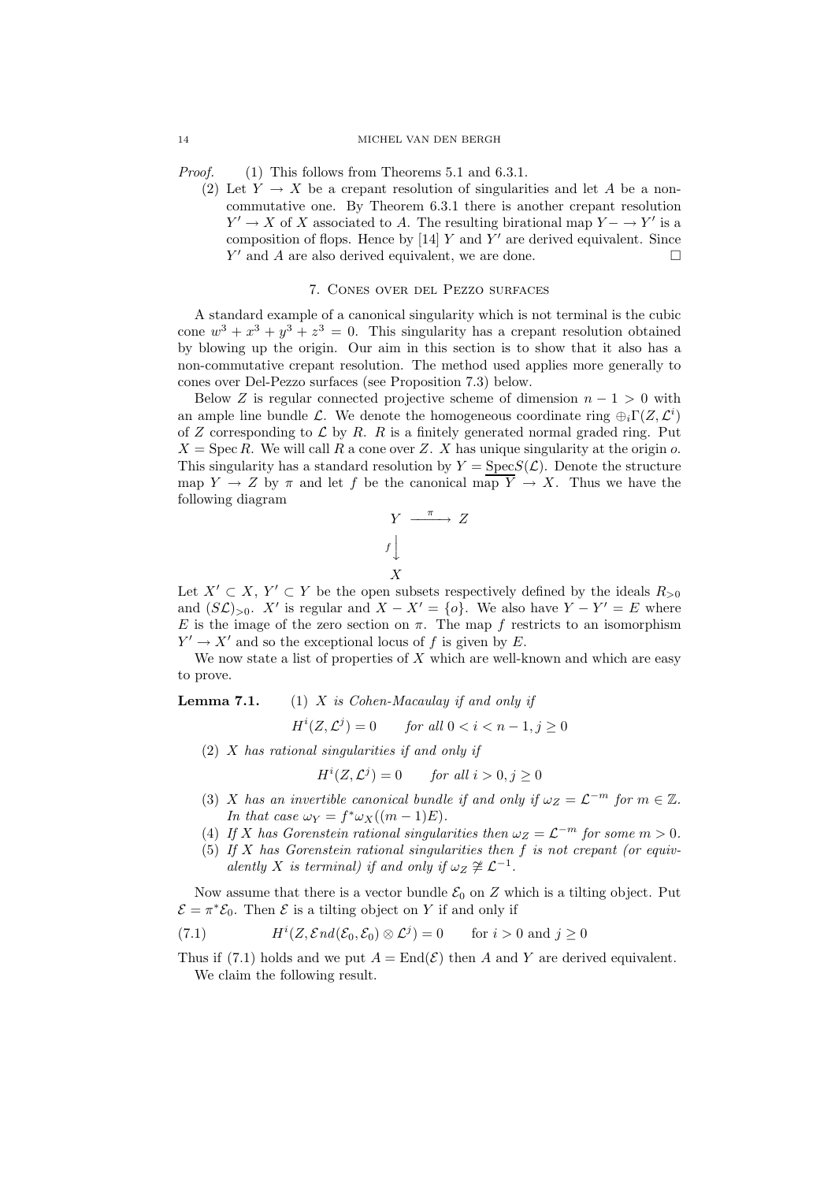*Proof.* (1) This follows from Theorems 5.1 and 6.3.1.

(2) Let $Y \to X$ be a crepant resolution of singularities and let $A$ be a non-commutative one. By Theorem 6.3.1 there is another crepant resolution $Y' \to X$ of $X$ associated to $A$. The resulting birational map $Y - \to Y'$ is a composition of flops. Hence by [14] $Y$ and $Y'$ are derived equivalent. Since $Y'$ and $A$ are also derived equivalent, we are done. □

## 7. Cones over del Pezzo surfaces

A standard example of a canonical singularity which is not terminal is the cubic cone $w^3 + x^3 + y^3 + z^3 = 0$. This singularity has a crepant resolution obtained by blowing up the origin. Our aim in this section is to show that it also has a non-commutative crepant resolution. The method used applies more generally to cones over Del-Pezzo surfaces (see Proposition 7.3) below.

Below $Z$ is regular connected projective scheme of dimension $n - 1 > 0$ with an ample line bundle $\mathcal{L}$. We denote the homogeneous coordinate ring $\oplus_i \Gamma(Z, \mathcal{L}^i)$ of $Z$ corresponding to $\mathcal{L}$ by $R$. $R$ is a finitely generated normal graded ring. Put $X = \operatorname{Spec} R$. We will call $R$ a cone over $Z$. $X$ has unique singularity at the origin $o$. This singularity has a standard resolution by $Y = \underline{\operatorname{Spec}} S(\mathcal{L})$. Denote the structure map $Y \to Z$ by $\pi$ and let $f$ be the canonical map $Y \to X$. Thus we have the following diagram

$$
\begin{array}{ccc}
Y & \xrightarrow{\pi} & Z \\
{\scriptstyle f}\downarrow & & \\
X & &
\end{array}
$$

Let $X' \subset X$, $Y' \subset Y$ be the open subsets respectively defined by the ideals $R_{>0}$ and $(S\mathcal{L})_{>0}$. $X'$ is regular and $X - X' = \{o\}$. We also have $Y - Y' = E$ where $E$ is the image of the zero section on $\pi$. The map $f$ restricts to an isomorphism $Y' \to X'$ and so the exceptional locus of $f$ is given by $E$.

We now state a list of properties of $X$ which are well-known and which are easy to prove.

**Lemma 7.1.** (1) *$X$ is Cohen-Macaulay if and only if*

$$H^i(Z, \mathcal{L}^j) = 0 \qquad \text{for all } 0 < i < n - 1, j \geq 0$$

(2) *$X$ has rational singularities if and only if*

$$H^i(Z, \mathcal{L}^j) = 0 \qquad \text{for all } i > 0, j \geq 0$$

(3) *$X$ has an invertible canonical bundle if and only if $\omega_Z = \mathcal{L}^{-m}$ for $m \in \mathbb{Z}$. In that case $\omega_Y = f^*\omega_X((m-1)E)$.*

(4) *If $X$ has Gorenstein rational singularities then $\omega_Z = \mathcal{L}^{-m}$ for some $m > 0$.*

(5) *If $X$ has Gorenstein rational singularities then $f$ is not crepant (or equivalently $X$ is terminal) if and only if $\omega_Z \not\cong \mathcal{L}^{-1}$.*

Now assume that there is a vector bundle $\mathcal{E}_0$ on $Z$ which is a tilting object. Put $\mathcal{E} = \pi^*\mathcal{E}_0$. Then $\mathcal{E}$ is a tilting object on $Y$ if and only if

$$H^i(Z, \mathcal{E}nd(\mathcal{E}_0, \mathcal{E}_0) \otimes \mathcal{L}^j) = 0 \qquad \text{for } i > 0 \text{ and } j \geq 0 \tag{7.1}$$

Thus if (7.1) holds and we put $A = \operatorname{End}(\mathcal{E})$ then $A$ and $Y$ are derived equivalent.

We claim the following result.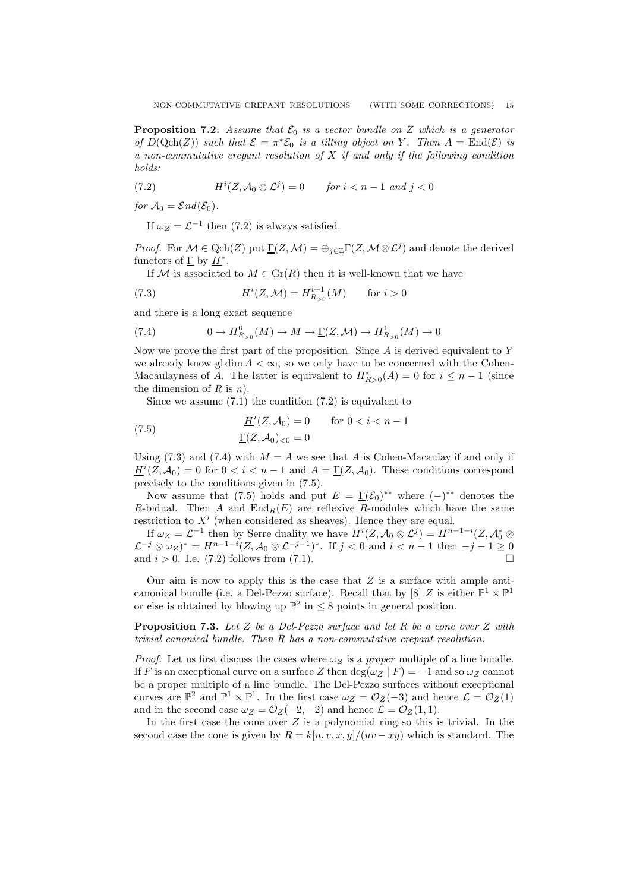**Proposition 7.2.** *Assume that $\mathcal{E}_0$ is a vector bundle on $Z$ which is a generator of $D(\mathrm{Qch}(Z))$ such that $\mathcal{E} = \pi^*\mathcal{E}_0$ is a tilting object on $Y$. Then $A = \mathrm{End}(\mathcal{E})$ is a non-commutative crepant resolution of $X$ if and only if the following condition holds:*

$$H^i(Z, \mathcal{A}_0 \otimes \mathcal{L}^j) = 0 \qquad \text{for } i < n-1 \text{ and } j < 0 \tag{7.2}$$

*for $\mathcal{A}_0 = \mathcal{E}nd(\mathcal{E}_0)$.*

If $\omega_Z = \mathcal{L}^{-1}$ then (7.2) is always satisfied.

*Proof.* For $\mathcal{M} \in \mathrm{Qch}(Z)$ put $\underline{\Gamma}(Z, \mathcal{M}) = \oplus_{j\in\mathbb{Z}}\Gamma(Z, \mathcal{M}\otimes\mathcal{L}^j)$ and denote the derived functors of $\underline{\Gamma}$ by $\underline{H}^*$.

If $\mathcal{M}$ is associated to $M \in \mathrm{Gr}(R)$ then it is well-known that we have

$$\underline{H}^i(Z, \mathcal{M}) = H^{i+1}_{R_{>0}}(M) \qquad \text{for } i > 0 \tag{7.3}$$

and there is a long exact sequence

$$0 \to H^0_{R_{>0}}(M) \to M \to \underline{\Gamma}(Z, \mathcal{M}) \to H^1_{R_{>0}}(M) \to 0 \tag{7.4}$$

Now we prove the first part of the proposition. Since $A$ is derived equivalent to $Y$ we already know $\mathrm{gl}\dim A < \infty$, so we only have to be concerned with the Cohen-Macaulayness of $A$. The latter is equivalent to $H^i_{R>0}(A) = 0$ for $i \leq n-1$ (since the dimension of $R$ is $n$).

Since we assume (7.1) the condition (7.2) is equivalent to

$$\begin{aligned} &\underline{H}^i(Z, \mathcal{A}_0) = 0 \qquad \text{for } 0 < i < n-1 \\ &\underline{\Gamma}(Z, \mathcal{A}_0)_{<0} = 0 \end{aligned} \tag{7.5}$$

Using (7.3) and (7.4) with $M = A$ we see that $A$ is Cohen-Macaulay if and only if $\underline{H}^i(Z, \mathcal{A}_0) = 0$ for $0 < i < n-1$ and $A = \underline{\Gamma}(Z, \mathcal{A}_0)$. These conditions correspond precisely to the conditions given in (7.5).

Now assume that (7.5) holds and put $E = \underline{\Gamma}(\mathcal{E}_0)^{**}$ where $(-)^{**}$ denotes the $R$-bidual. Then $A$ and $\mathrm{End}_R(E)$ are reflexive $R$-modules which have the same restriction to $X'$ (when considered as sheaves). Hence they are equal.

If $\omega_Z = \mathcal{L}^{-1}$ then by Serre duality we have $H^i(Z, \mathcal{A}_0 \otimes \mathcal{L}^j) = H^{n-1-i}(Z, \mathcal{A}_0^* \otimes \mathcal{L}^{-j} \otimes \omega_Z)^* = H^{n-1-i}(Z, \mathcal{A}_0 \otimes \mathcal{L}^{-j-1})^*$. If $j < 0$ and $i < n-1$ then $-j-1 \geq 0$ and $i > 0$. I.e. (7.2) follows from (7.1). $\square$

Our aim is now to apply this is the case that $Z$ is a surface with ample anti-canonical bundle (i.e. a Del-Pezzo surface). Recall that by [8] $Z$ is either $\mathbb{P}^1 \times \mathbb{P}^1$ or else is obtained by blowing up $\mathbb{P}^2$ in $\leq 8$ points in general position.

**Proposition 7.3.** *Let $Z$ be a Del-Pezzo surface and let $R$ be a cone over $Z$ with trivial canonical bundle. Then $R$ has a non-commutative crepant resolution.*

*Proof.* Let us first discuss the cases where $\omega_Z$ is a *proper* multiple of a line bundle. If $F$ is an exceptional curve on a surface $Z$ then $\deg(\omega_Z \mid F) = -1$ and so $\omega_Z$ cannot be a proper multiple of a line bundle. The Del-Pezzo surfaces without exceptional curves are $\mathbb{P}^2$ and $\mathbb{P}^1 \times \mathbb{P}^1$. In the first case $\omega_Z = \mathcal{O}_Z(-3)$ and hence $\mathcal{L} = \mathcal{O}_Z(1)$ and in the second case $\omega_Z = \mathcal{O}_Z(-2, -2)$ and hence $\mathcal{L} = \mathcal{O}_Z(1, 1)$.

In the first case the cone over $Z$ is a polynomial ring so this is trivial. In the second case the cone is given by $R = k[u, v, x, y]/(uv - xy)$ which is standard. The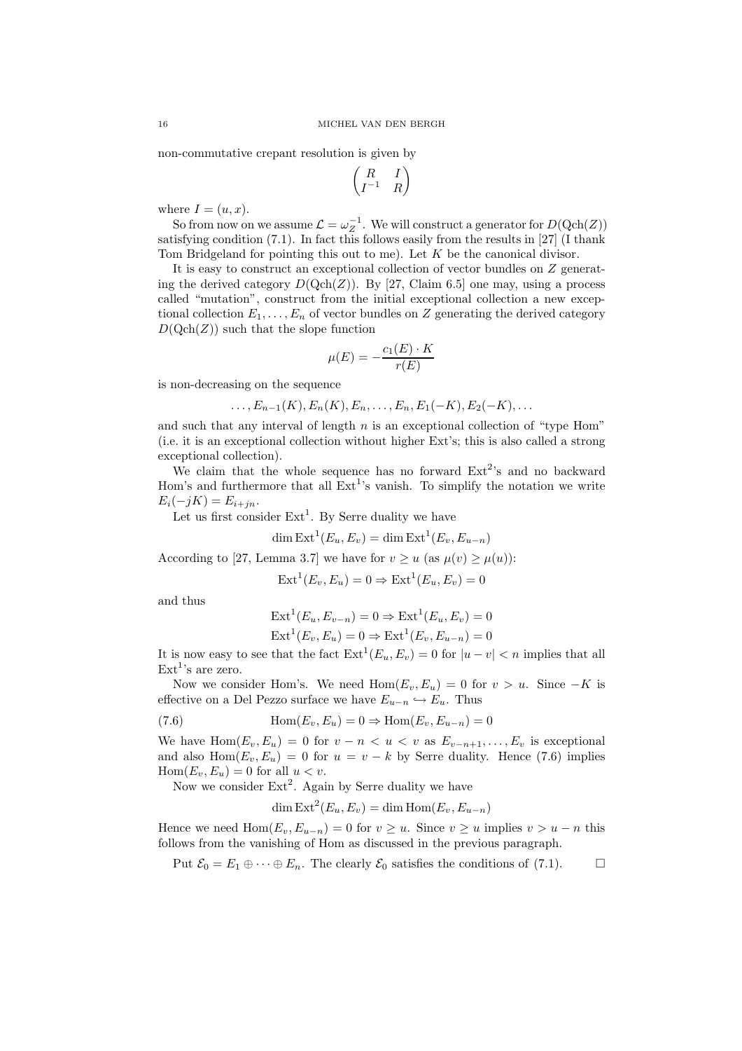non-commutative crepant resolution is given by

$$\begin{pmatrix} R & I \\ I^{-1} & R \end{pmatrix}$$

where $I = (u, x)$.

So from now on we assume $\mathcal{L} = \omega_Z^{-1}$. We will construct a generator for $D(\operatorname{Qch}(Z))$ satisfying condition (7.1). In fact this follows easily from the results in [27] (I thank Tom Bridgeland for pointing this out to me). Let $K$ be the canonical divisor.

It is easy to construct an exceptional collection of vector bundles on $Z$ generating the derived category $D(\operatorname{Qch}(Z))$. By [27, Claim 6.5] one may, using a process called "mutation", construct from the initial exceptional collection a new exceptional collection $E_1, \dots, E_n$ of vector bundles on $Z$ generating the derived category $D(\operatorname{Qch}(Z))$ such that the slope function

$$\mu(E) = -\frac{c_1(E) \cdot K}{r(E)}$$

is non-decreasing on the sequence

$$\dots, E_{n-1}(K), E_n(K), E_n, \dots, E_n, E_1(-K), E_2(-K), \dots$$

and such that any interval of length $n$ is an exceptional collection of "type Hom" (i.e. it is an exceptional collection without higher Ext's; this is also called a strong exceptional collection).

We claim that the whole sequence has no forward $\operatorname{Ext}^2$'s and no backward Hom's and furthermore that all $\operatorname{Ext}^1$'s vanish. To simplify the notation we write $E_i(-jK) = E_{i+jn}$.

Let us first consider $\operatorname{Ext}^1$. By Serre duality we have

$$\dim \operatorname{Ext}^1(E_u, E_v) = \dim \operatorname{Ext}^1(E_v, E_{u-n})$$

According to [27, Lemma 3.7] we have for $v \geq u$ (as $\mu(v) \geq \mu(u)$):

$$\operatorname{Ext}^1(E_v, E_u) = 0 \Rightarrow \operatorname{Ext}^1(E_u, E_v) = 0$$

and thus

$$\operatorname{Ext}^1(E_u, E_{v-n}) = 0 \Rightarrow \operatorname{Ext}^1(E_u, E_v) = 0$$
$$\operatorname{Ext}^1(E_v, E_u) = 0 \Rightarrow \operatorname{Ext}^1(E_v, E_{u-n}) = 0$$

It is now easy to see that the fact $\operatorname{Ext}^1(E_u, E_v) = 0$ for $|u - v| < n$ implies that all $\operatorname{Ext}^1$'s are zero.

Now we consider Hom's. We need $\operatorname{Hom}(E_v, E_u) = 0$ for $v > u$. Since $-K$ is effective on a Del Pezzo surface we have $E_{u-n} \hookrightarrow E_u$. Thus

$$\operatorname{Hom}(E_v, E_u) = 0 \Rightarrow \operatorname{Hom}(E_v, E_{u-n}) = 0 \tag{7.6}$$

We have $\operatorname{Hom}(E_v, E_u) = 0$ for $v - n < u < v$ as $E_{v-n+1}, \dots, E_v$ is exceptional and also $\operatorname{Hom}(E_v, E_u) = 0$ for $u = v - k$ by Serre duality. Hence (7.6) implies $\operatorname{Hom}(E_v, E_u) = 0$ for all $u < v$.

Now we consider $\operatorname{Ext}^2$. Again by Serre duality we have

$$\dim \operatorname{Ext}^2(E_u, E_v) = \dim \operatorname{Hom}(E_v, E_{u-n})$$

Hence we need $\operatorname{Hom}(E_v, E_{u-n}) = 0$ for $v \geq u$. Since $v \geq u$ implies $v > u - n$ this follows from the vanishing of Hom as discussed in the previous paragraph.

Put $\mathcal{E}_0 = E_1 \oplus \dots \oplus E_n$. The clearly $\mathcal{E}_0$ satisfies the conditions of (7.1). $\square$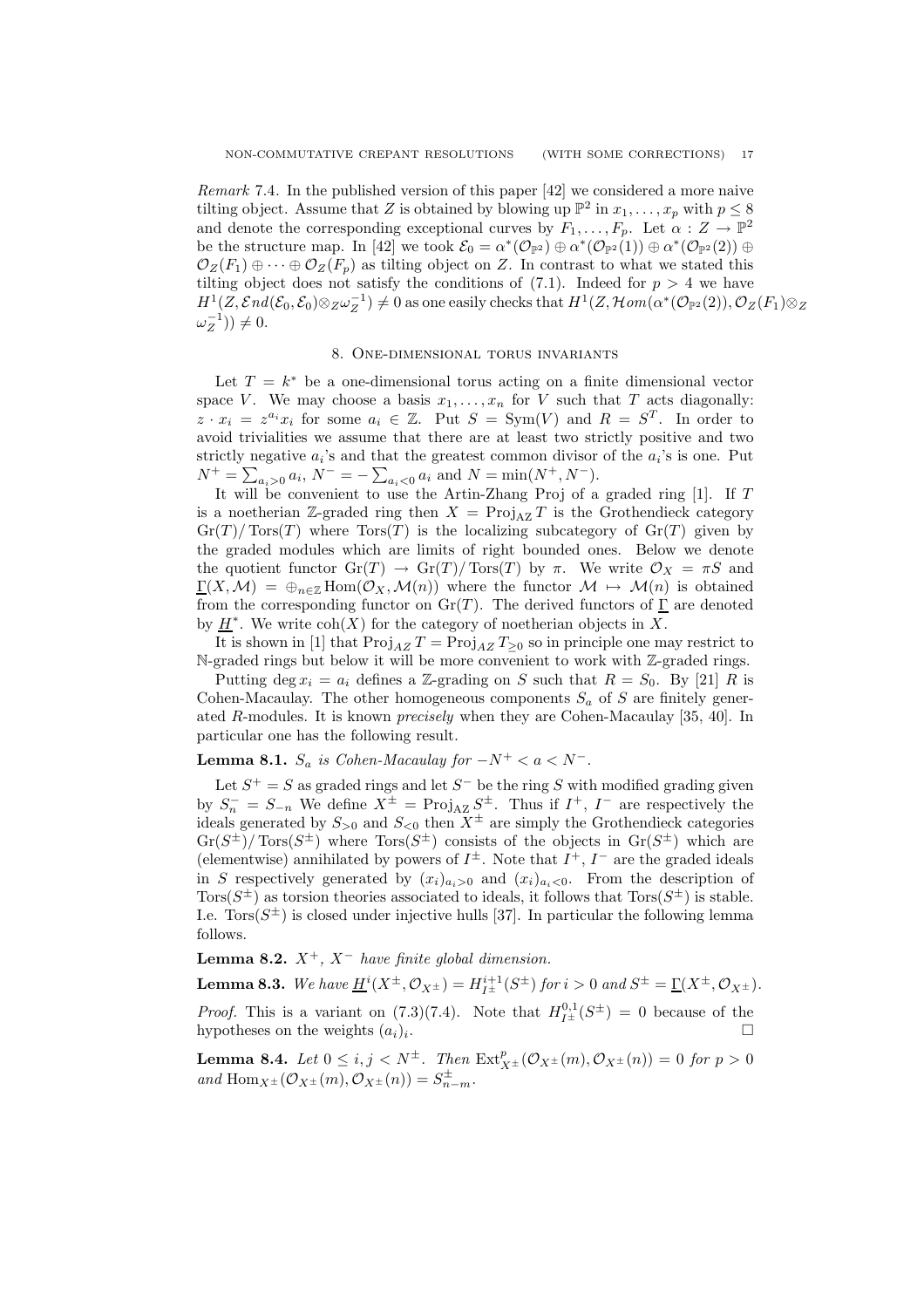*Remark* 7.4. In the published version of this paper [42] we considered a more naive tilting object. Assume that $Z$ is obtained by blowing up $\mathbb{P}^2$ in $x_1, \ldots, x_p$ with $p \leq 8$ and denote the corresponding exceptional curves by $F_1, \ldots, F_p$. Let $\alpha : Z \to \mathbb{P}^2$ be the structure map. In [42] we took $\mathcal{E}_0 = \alpha^*(\mathcal{O}_{\mathbb{P}^2}) \oplus \alpha^*(\mathcal{O}_{\mathbb{P}^2}(1)) \oplus \alpha^*(\mathcal{O}_{\mathbb{P}^2}(2)) \oplus \mathcal{O}_Z(F_1) \oplus \cdots \oplus \mathcal{O}_Z(F_p)$ as tilting object on $Z$. In contrast to what we stated this tilting object does not satisfy the conditions of (7.1). Indeed for $p > 4$ we have $H^1(Z, \mathcal{E}nd(\mathcal{E}_0, \mathcal{E}_0) \otimes_Z \omega_Z^{-1}) \neq 0$ as one easily checks that $H^1(Z, \mathcal{H}om(\alpha^*(\mathcal{O}_{\mathbb{P}^2}(2)), \mathcal{O}_Z(F_1) \otimes_Z \omega_Z^{-1})) \neq 0$.

## 8. One-dimensional torus invariants

Let $T = k^*$ be a one-dimensional torus acting on a finite dimensional vector space $V$. We may choose a basis $x_1, \ldots, x_n$ for $V$ such that $T$ acts diagonally: $z \cdot x_i = z^{a_i} x_i$ for some $a_i \in \mathbb{Z}$. Put $S = \operatorname{Sym}(V)$ and $R = S^T$. In order to avoid trivialities we assume that there are at least two strictly positive and two strictly negative $a_i$'s and that the greatest common divisor of the $a_i$'s is one. Put $N^+ = \sum_{a_i > 0} a_i$, $N^- = -\sum_{a_i < 0} a_i$ and $N = \min(N^+, N^-)$.

It will be convenient to use the Artin-Zhang Proj of a graded ring [1]. If $T$ is a noetherian $\mathbb{Z}$-graded ring then $X = \operatorname{Proj}_{\mathrm{AZ}} T$ is the Grothendieck category $\operatorname{Gr}(T)/\operatorname{Tors}(T)$ where $\operatorname{Tors}(T)$ is the localizing subcategory of $\operatorname{Gr}(T)$ given by the graded modules which are limits of right bounded ones. Below we denote the quotient functor $\operatorname{Gr}(T) \to \operatorname{Gr}(T)/\operatorname{Tors}(T)$ by $\pi$. We write $\mathcal{O}_X = \pi S$ and $\underline{\Gamma}(X, \mathcal{M}) = \oplus_{n \in \mathbb{Z}} \operatorname{Hom}(\mathcal{O}_X, \mathcal{M}(n))$ where the functor $\mathcal{M} \mapsto \mathcal{M}(n)$ is obtained from the corresponding functor on $\operatorname{Gr}(T)$. The derived functors of $\underline{\Gamma}$ are denoted by $\underline{H}^*$. We write $\operatorname{coh}(X)$ for the category of noetherian objects in $X$.

It is shown in [1] that $\operatorname{Proj}_{AZ} T = \operatorname{Proj}_{AZ} T_{\geq 0}$ so in principle one may restrict to $\mathbb{N}$-graded rings but below it will be more convenient to work with $\mathbb{Z}$-graded rings.

Putting $\deg x_i = a_i$ defines a $\mathbb{Z}$-grading on $S$ such that $R = S_0$. By [21] $R$ is Cohen-Macaulay. The other homogeneous components $S_a$ of $S$ are finitely generated $R$-modules. It is known *precisely* when they are Cohen-Macaulay [35, 40]. In particular one has the following result.

**Lemma 8.1.** *$S_a$ is Cohen-Macaulay for $-N^+ < a < N^-$.*

Let $S^+ = S$ as graded rings and let $S^-$ be the ring $S$ with modified grading given by $S_n^- = S_{-n}$ We define $X^\pm = \operatorname{Proj}_{\mathrm{AZ}} S^\pm$. Thus if $I^+$, $I^-$ are respectively the ideals generated by $S_{>0}$ and $S_{<0}$ then $X^\pm$ are simply the Grothendieck categories $\operatorname{Gr}(S^\pm)/\operatorname{Tors}(S^\pm)$ where $\operatorname{Tors}(S^\pm)$ consists of the objects in $\operatorname{Gr}(S^\pm)$ which are (elementwise) annihilated by powers of $I^\pm$. Note that $I^+$, $I^-$ are the graded ideals in $S$ respectively generated by $(x_i)_{a_i > 0}$ and $(x_i)_{a_i < 0}$. From the description of $\operatorname{Tors}(S^\pm)$ as torsion theories associated to ideals, it follows that $\operatorname{Tors}(S^\pm)$ is stable. I.e. $\operatorname{Tors}(S^\pm)$ is closed under injective hulls [37]. In particular the following lemma follows.

**Lemma 8.2.** *$X^+$, $X^-$ have finite global dimension.*

**Lemma 8.3.** *We have $\underline{H}^i(X^\pm, \mathcal{O}_{X^\pm}) = H_{I^\pm}^{i+1}(S^\pm)$ for $i > 0$ and $S^\pm = \underline{\Gamma}(X^\pm, \mathcal{O}_{X^\pm})$.*

*Proof.* This is a variant on (7.3)(7.4). Note that $H_{I^\pm}^{0,1}(S^\pm) = 0$ because of the hypotheses on the weights $(a_i)_i$. $\square$

**Lemma 8.4.** *Let $0 \leq i, j < N^\pm$. Then $\operatorname{Ext}_{X^\pm}^p(\mathcal{O}_{X^\pm}(m), \mathcal{O}_{X^\pm}(n)) = 0$ for $p > 0$ and $\operatorname{Hom}_{X^\pm}(\mathcal{O}_{X^\pm}(m), \mathcal{O}_{X^\pm}(n)) = S_{n-m}^\pm$.*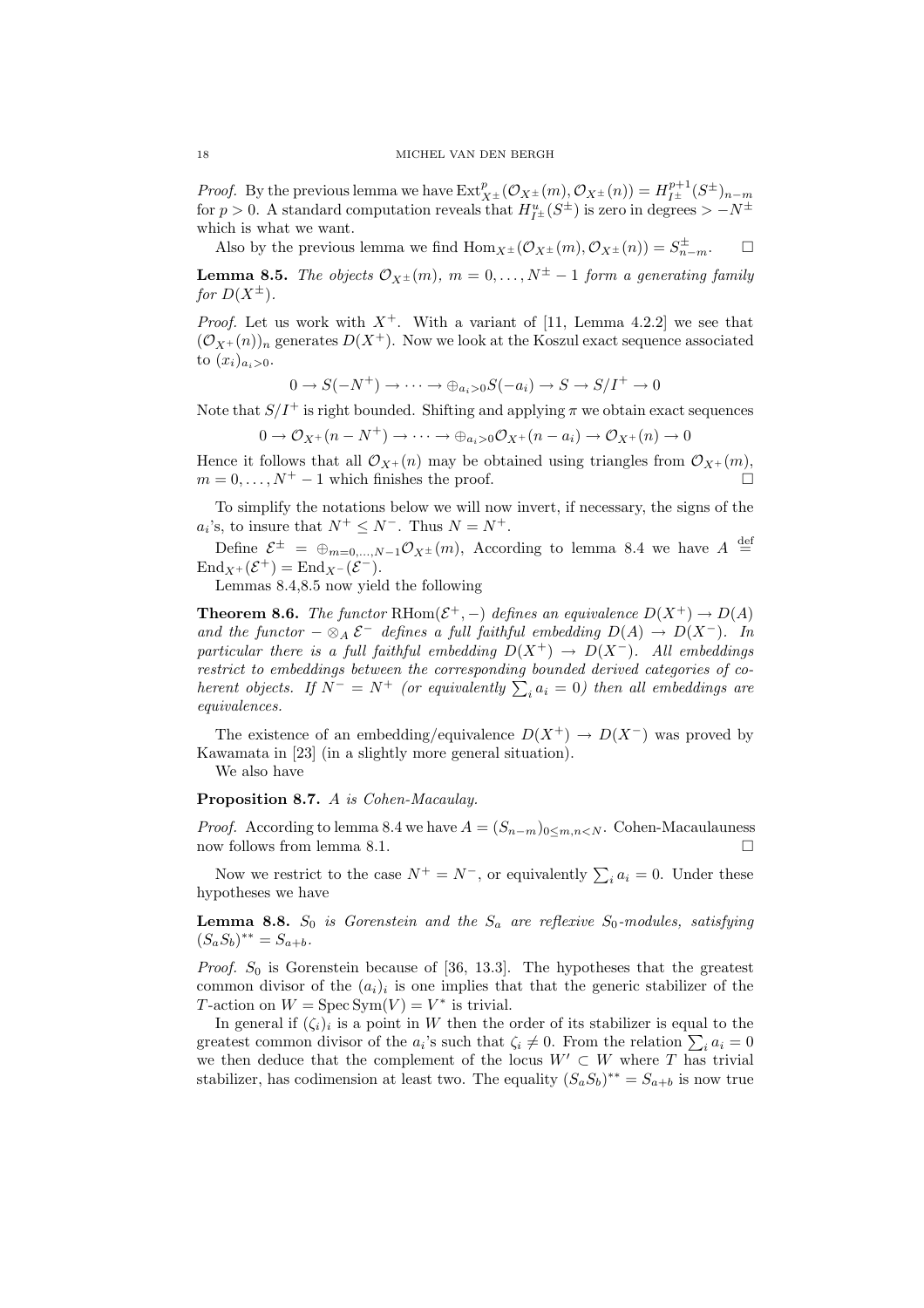*Proof.* By the previous lemma we have $\operatorname{Ext}^p_{X^\pm}(\mathcal{O}_{X^\pm}(m), \mathcal{O}_{X^\pm}(n)) = H^{p+1}_{I^\pm}(S^\pm)_{n-m}$ for $p > 0$. A standard computation reveals that $H^u_{I^\pm}(S^\pm)$ is zero in degrees $> -N^\pm$ which is what we want.

Also by the previous lemma we find $\operatorname{Hom}_{X^\pm}(\mathcal{O}_{X^\pm}(m), \mathcal{O}_{X^\pm}(n)) = S^\pm_{n-m}$. $\square$

**Lemma 8.5.** *The objects $\mathcal{O}_{X^\pm}(m)$, $m = 0, \ldots, N^\pm - 1$ form a generating family for $D(X^\pm)$.*

*Proof.* Let us work with $X^+$. With a variant of [11, Lemma 4.2.2] we see that $(\mathcal{O}_{X^+}(n))_n$ generates $D(X^+)$. Now we look at the Koszul exact sequence associated to $(x_i)_{a_i>0}$.

$$0 \to S(-N^+) \to \cdots \to \oplus_{a_i>0} S(-a_i) \to S \to S/I^+ \to 0$$

Note that $S/I^+$ is right bounded. Shifting and applying $\pi$ we obtain exact sequences

$$0 \to \mathcal{O}_{X^+}(n - N^+) \to \cdots \to \oplus_{a_i>0} \mathcal{O}_{X^+}(n - a_i) \to \mathcal{O}_{X^+}(n) \to 0$$

Hence it follows that all $\mathcal{O}_{X^+}(n)$ may be obtained using triangles from $\mathcal{O}_{X^+}(m)$, $m = 0, \ldots, N^+ - 1$ which finishes the proof. $\square$

To simplify the notations below we will now invert, if necessary, the signs of the $a_i$'s, to insure that $N^+ \le N^-$. Thus $N = N^+$.

Define $\mathcal{E}^\pm = \oplus_{m=0,\ldots,N-1} \mathcal{O}_{X^\pm}(m)$, According to lemma 8.4 we have $A \overset{\text{def}}{=} \operatorname{End}_{X^+}(\mathcal{E}^+) = \operatorname{End}_{X^-}(\mathcal{E}^-)$.

Lemmas 8.4,8.5 now yield the following

**Theorem 8.6.** *The functor $\operatorname{RHom}(\mathcal{E}^+, -)$ defines an equivalence $D(X^+) \to D(A)$ and the functor $- \otimes_A \mathcal{E}^-$ defines a full faithful embedding $D(A) \to D(X^-)$. In particular there is a full faithful embedding $D(X^+) \to D(X^-)$. All embeddings restrict to embeddings between the corresponding bounded derived categories of coherent objects. If $N^- = N^+$ (or equivalently $\sum_i a_i = 0$) then all embeddings are equivalences.*

The existence of an embedding/equivalence $D(X^+) \to D(X^-)$ was proved by Kawamata in [23] (in a slightly more general situation).

We also have

**Proposition 8.7.** *$A$ is Cohen-Macaulay.*

*Proof.* According to lemma 8.4 we have $A = (S_{n-m})_{0 \le m,n < N}$. Cohen-Macaulauness now follows from lemma 8.1. $\square$

Now we restrict to the case $N^+ = N^-$, or equivalently $\sum_i a_i = 0$. Under these hypotheses we have

**Lemma 8.8.** *$S_0$ is Gorenstein and the $S_a$ are reflexive $S_0$-modules, satisfying $(S_a S_b)^{**} = S_{a+b}$.*

*Proof.* $S_0$ is Gorenstein because of [36, 13.3]. The hypotheses that the greatest common divisor of the $(a_i)_i$ is one implies that that the generic stabilizer of the $T$-action on $W = \operatorname{Spec} \operatorname{Sym}(V) = V^*$ is trivial.

In general if $(\zeta_i)_i$ is a point in $W$ then the order of its stabilizer is equal to the greatest common divisor of the $a_i$'s such that $\zeta_i \neq 0$. From the relation $\sum_i a_i = 0$ we then deduce that the complement of the locus $W' \subset W$ where $T$ has trivial stabilizer, has codimension at least two. The equality $(S_a S_b)^{**} = S_{a+b}$ is now true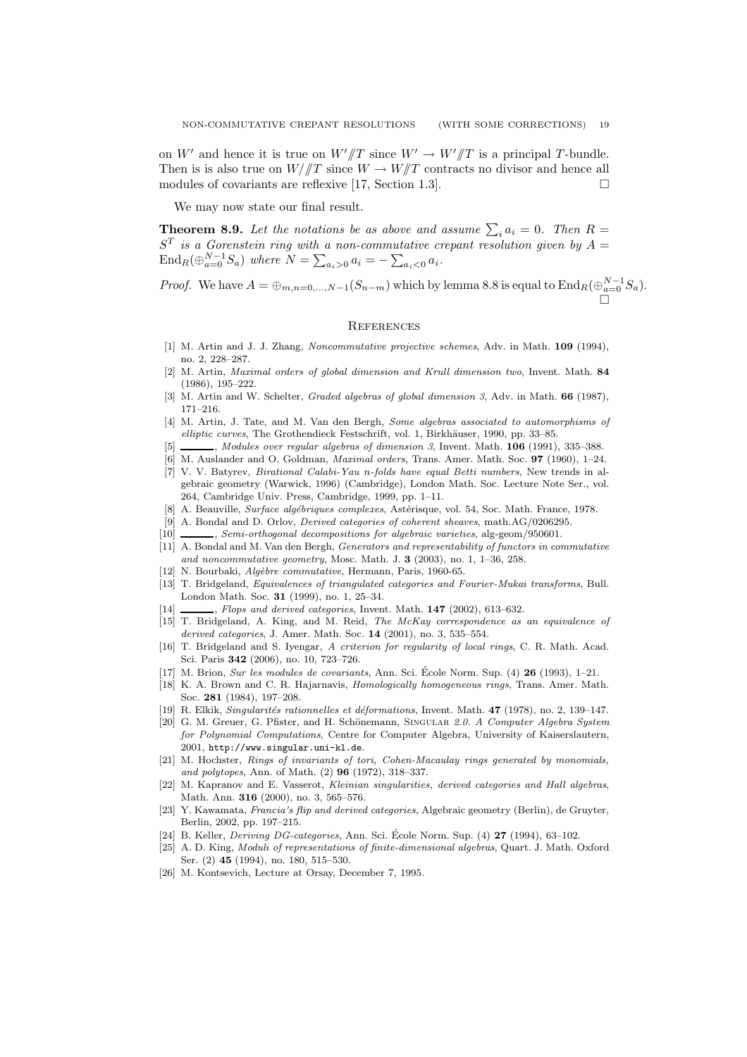on $W'$ and hence it is true on $W'/\!\!/T$ since $W' \to W'/\!\!/T$ is a principal $T$-bundle. Then is is also true on $W/\!\!/T$ since $W \to W/\!\!/T$ contracts no divisor and hence all modules of covariants are reflexive [17, Section 1.3]. $\square$

We may now state our final result.

**Theorem 8.9.** *Let the notations be as above and assume $\sum_i a_i = 0$. Then $R = S^T$ is a Gorenstein ring with a non-commutative crepant resolution given by $A = \operatorname{End}_R(\oplus_{a=0}^{N-1} S_a)$ where $N = \sum_{a_i>0} a_i = -\sum_{a_i<0} a_i$.*

*Proof.* We have $A = \oplus_{m,n=0,\ldots,N-1}(S_{n-m})$ which by lemma 8.8 is equal to $\operatorname{End}_R(\oplus_{a=0}^{N-1} S_a)$. $\square$

## References

[1] M. Artin and J. J. Zhang, *Noncommutative projective schemes*, Adv. in Math. **109** (1994), no. 2, 228–287.

[2] M. Artin, *Maximal orders of global dimension and Krull dimension two*, Invent. Math. **84** (1986), 195–222.

[3] M. Artin and W. Schelter, *Graded algebras of global dimension 3*, Adv. in Math. **66** (1987), 171–216.

[4] M. Artin, J. Tate, and M. Van den Bergh, *Some algebras associated to automorphisms of elliptic curves*, The Grothendieck Festschrift, vol. 1, Birkhäuser, 1990, pp. 33–85.

[5] ———, *Modules over regular algebras of dimension 3*, Invent. Math. **106** (1991), 335–388.

[6] M. Auslander and O. Goldman, *Maximal orders*, Trans. Amer. Math. Soc. **97** (1960), 1–24.

[7] V. V. Batyrev, *Birational Calabi-Yau n-folds have equal Betti numbers*, New trends in algebraic geometry (Warwick, 1996) (Cambridge), London Math. Soc. Lecture Note Ser., vol. 264, Cambridge Univ. Press, Cambridge, 1999, pp. 1–11.

[8] A. Beauville, *Surface algébriques complexes*, Astérisque, vol. 54, Soc. Math. France, 1978.

[9] A. Bondal and D. Orlov, *Derived categories of coherent sheaves*, math.AG/0206295.

[10] ———, *Semi-orthogonal decompositions for algebraic varieties*, alg-geom/950601.

[11] A. Bondal and M. Van den Bergh, *Generators and representability of functors in commutative and noncommutative geometry*, Mosc. Math. J. **3** (2003), no. 1, 1–36, 258.

[12] N. Bourbaki, *Algèbre commutative*, Hermann, Paris, 1960-65.

[13] T. Bridgeland, *Equivalences of triangulated categories and Fourier-Mukai transforms*, Bull. London Math. Soc. **31** (1999), no. 1, 25–34.

[14] ———, *Flops and derived categories*, Invent. Math. **147** (2002), 613–632.

[15] T. Bridgeland, A. King, and M. Reid, *The McKay correspondence as an equivalence of derived categories*, J. Amer. Math. Soc. **14** (2001), no. 3, 535–554.

[16] T. Bridgeland and S. Iyengar, *A criterion for regularity of local rings*, C. R. Math. Acad. Sci. Paris **342** (2006), no. 10, 723–726.

[17] M. Brion, *Sur les modules de covariants*, Ann. Sci. École Norm. Sup. (4) **26** (1993), 1–21.

[18] K. A. Brown and C. R. Hajarnavis, *Homologically homogeneous rings*, Trans. Amer. Math. Soc. **281** (1984), 197–208.

[19] R. Elkik, *Singularités rationnelles et déformations*, Invent. Math. **47** (1978), no. 2, 139–147.

[20] G. M. Greuer, G. Pfister, and H. Schönemann, Singular *2.0. A Computer Algebra System for Polynomial Computations*, Centre for Computer Algebra, University of Kaiserslautern, 2001, http://www.singular.uni-kl.de.

[21] M. Hochster, *Rings of invariants of tori, Cohen-Macaulay rings generated by monomials, and polytopes*, Ann. of Math. (2) **96** (1972), 318–337.

[22] M. Kapranov and E. Vasserot, *Kleinian singularities, derived categories and Hall algebras*, Math. Ann. **316** (2000), no. 3, 565–576.

[23] Y. Kawamata, *Francia's flip and derived categories*, Algebraic geometry (Berlin), de Gruyter, Berlin, 2002, pp. 197–215.

[24] B. Keller, *Deriving DG-categories*, Ann. Sci. École Norm. Sup. (4) **27** (1994), 63–102.

[25] A. D. King, *Moduli of representations of finite-dimensional algebras*, Quart. J. Math. Oxford Ser. (2) **45** (1994), no. 180, 515–530.

[26] M. Kontsevich, Lecture at Orsay, December 7, 1995.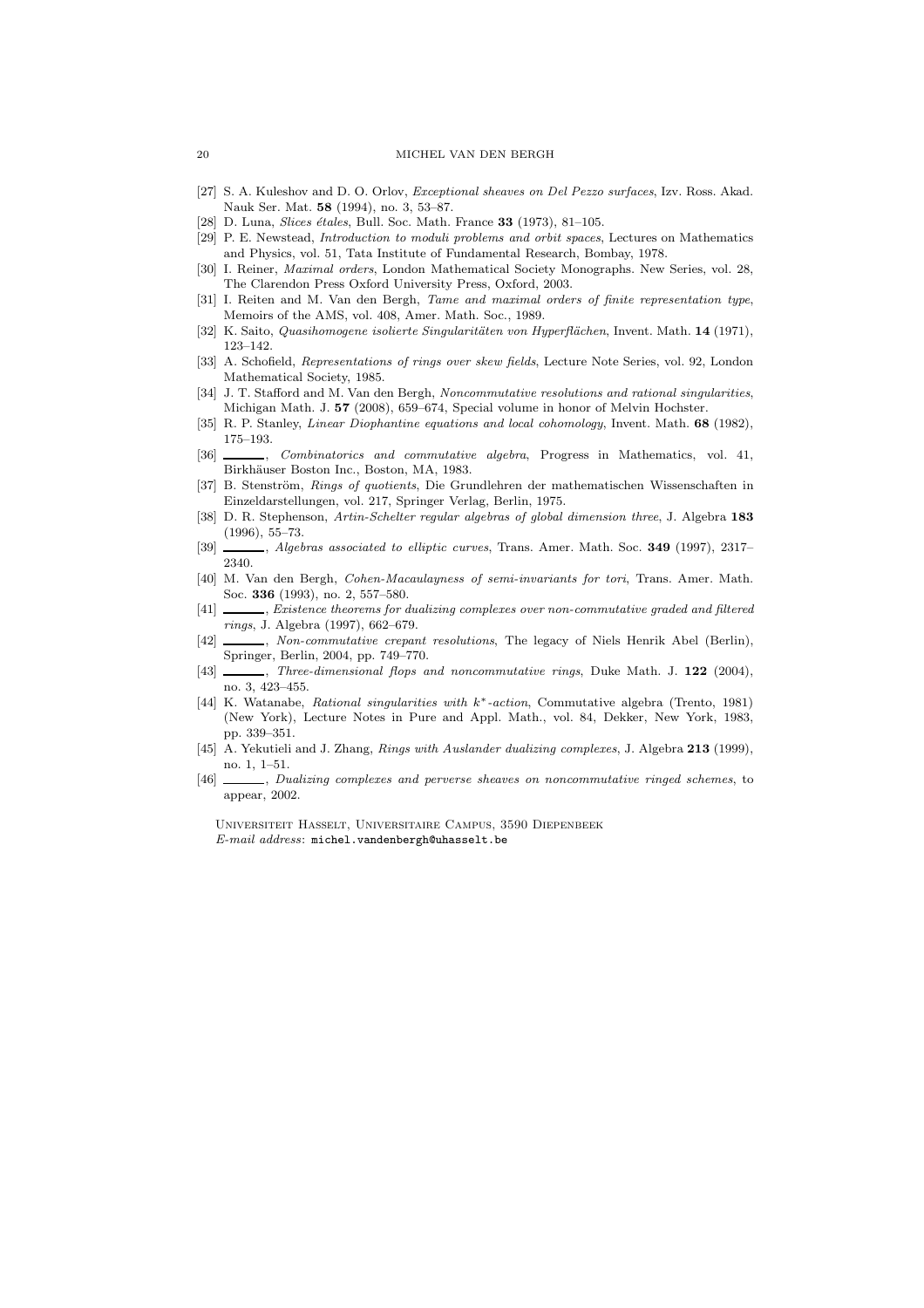[27] S. A. Kuleshov and D. O. Orlov, *Exceptional sheaves on Del Pezzo surfaces*, Izv. Ross. Akad. Nauk Ser. Mat. **58** (1994), no. 3, 53–87.

[28] D. Luna, *Slices étales*, Bull. Soc. Math. France **33** (1973), 81–105.

[29] P. E. Newstead, *Introduction to moduli problems and orbit spaces*, Lectures on Mathematics and Physics, vol. 51, Tata Institute of Fundamental Research, Bombay, 1978.

[30] I. Reiner, *Maximal orders*, London Mathematical Society Monographs. New Series, vol. 28, The Clarendon Press Oxford University Press, Oxford, 2003.

[31] I. Reiten and M. Van den Bergh, *Tame and maximal orders of finite representation type*, Memoirs of the AMS, vol. 408, Amer. Math. Soc., 1989.

[32] K. Saito, *Quasihomogene isolierte Singularitäten von Hyperflächen*, Invent. Math. **14** (1971), 123–142.

[33] A. Schofield, *Representations of rings over skew fields*, Lecture Note Series, vol. 92, London Mathematical Society, 1985.

[34] J. T. Stafford and M. Van den Bergh, *Noncommutative resolutions and rational singularities*, Michigan Math. J. **57** (2008), 659–674, Special volume in honor of Melvin Hochster.

[35] R. P. Stanley, *Linear Diophantine equations and local cohomology*, Invent. Math. **68** (1982), 175–193.

[36] ______, *Combinatorics and commutative algebra*, Progress in Mathematics, vol. 41, Birkhäuser Boston Inc., Boston, MA, 1983.

[37] B. Stenström, *Rings of quotients*, Die Grundlehren der mathematischen Wissenschaften in Einzeldarstellungen, vol. 217, Springer Verlag, Berlin, 1975.

[38] D. R. Stephenson, *Artin-Schelter regular algebras of global dimension three*, J. Algebra **183** (1996), 55–73.

[39] ______, *Algebras associated to elliptic curves*, Trans. Amer. Math. Soc. **349** (1997), 2317–2340.

[40] M. Van den Bergh, *Cohen-Macaulayness of semi-invariants for tori*, Trans. Amer. Math. Soc. **336** (1993), no. 2, 557–580.

[41] ______, *Existence theorems for dualizing complexes over non-commutative graded and filtered rings*, J. Algebra (1997), 662–679.

[42] ______, *Non-commutative crepant resolutions*, The legacy of Niels Henrik Abel (Berlin), Springer, Berlin, 2004, pp. 749–770.

[43] ______, *Three-dimensional flops and noncommutative rings*, Duke Math. J. **122** (2004), no. 3, 423–455.

[44] K. Watanabe, *Rational singularities with $k^*$-action*, Commutative algebra (Trento, 1981) (New York), Lecture Notes in Pure and Appl. Math., vol. 84, Dekker, New York, 1983, pp. 339–351.

[45] A. Yekutieli and J. Zhang, *Rings with Auslander dualizing complexes*, J. Algebra **213** (1999), no. 1, 1–51.

[46] ______, *Dualizing complexes and perverse sheaves on noncommutative ringed schemes*, to appear, 2002.

Universiteit Hasselt, Universitaire Campus, 3590 Diepenbeek

*E-mail address*: michel.vandenbergh@uhasselt.be